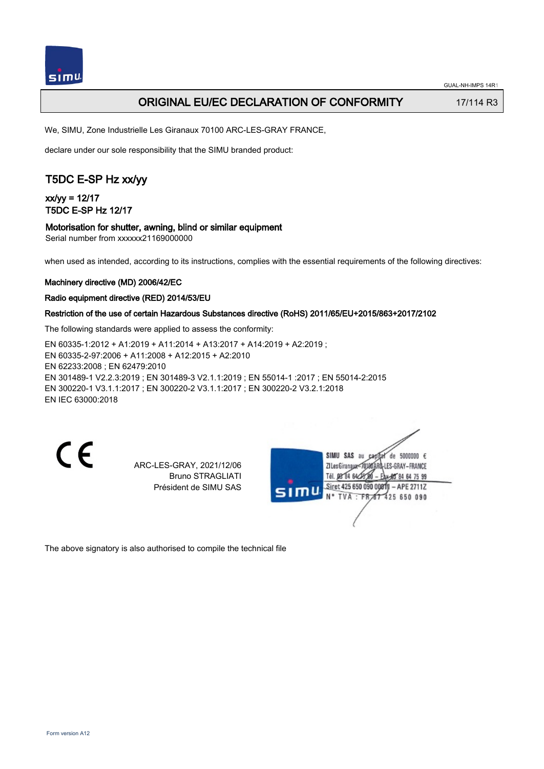# ORIGINAL EU/EC DECLARATION OF CONFORMITY

17/114 R3

We, SIMU, Zone Industrielle Les Giranaux 70100 ARC-LES-GRAY FRANCE,

declare under our sole responsibility that the SIMU branded product:

## T5DC E-SP Hz xx/yy

### xx/yy = 12/17
### T5DC E-SP Hz 12/17

**Motorisation for shutter, awning, blind or similar equipment**

Serial number from xxxxxx21169000000

when used as intended, according to its instructions, complies with the essential requirements of the following directives:

**Machinery directive (MD) 2006/42/EC**

**Radio equipment directive (RED) 2014/53/EU**

**Restriction of the use of certain Hazardous Substances directive (RoHS) 2011/65/EU+2015/863+2017/2102**

The following standards were applied to assess the conformity:

EN 60335-1:2012 + A1:2019 + A11:2014 + A13:2017 + A14:2019 + A2:2019 ;
EN 60335-2-97:2006 + A11:2008 + A12:2015 + A2:2010
EN 62233:2008 ; EN 62479:2010
EN 301489-1 V2.2.3:2019 ; EN 301489-3 V2.1.1:2019 ; EN 55014-1 :2017 ; EN 55014-2:2015
EN 300220-1 V3.1.1:2017 ; EN 300220-2 V3.1.1:2017 ; EN 300220-2 V3.2.1:2018
EN IEC 63000:2018

CE

ARC-LES-GRAY, 2021/12/06
Bruno STRAGLIATI
Président de SIMU SAS

SIMU SAS au capital de 5000000 €
ZI Les Giranaux 70100 ARC-LES-GRAY-FRANCE
Tél. 03 84 64 75 00 – Fax 03 84 64 75 99
Siret 425 650 090 00011 – APE 2711Z
N° TVA : FR 87 425 650 090

The above signatory is also authorised to compile the technical file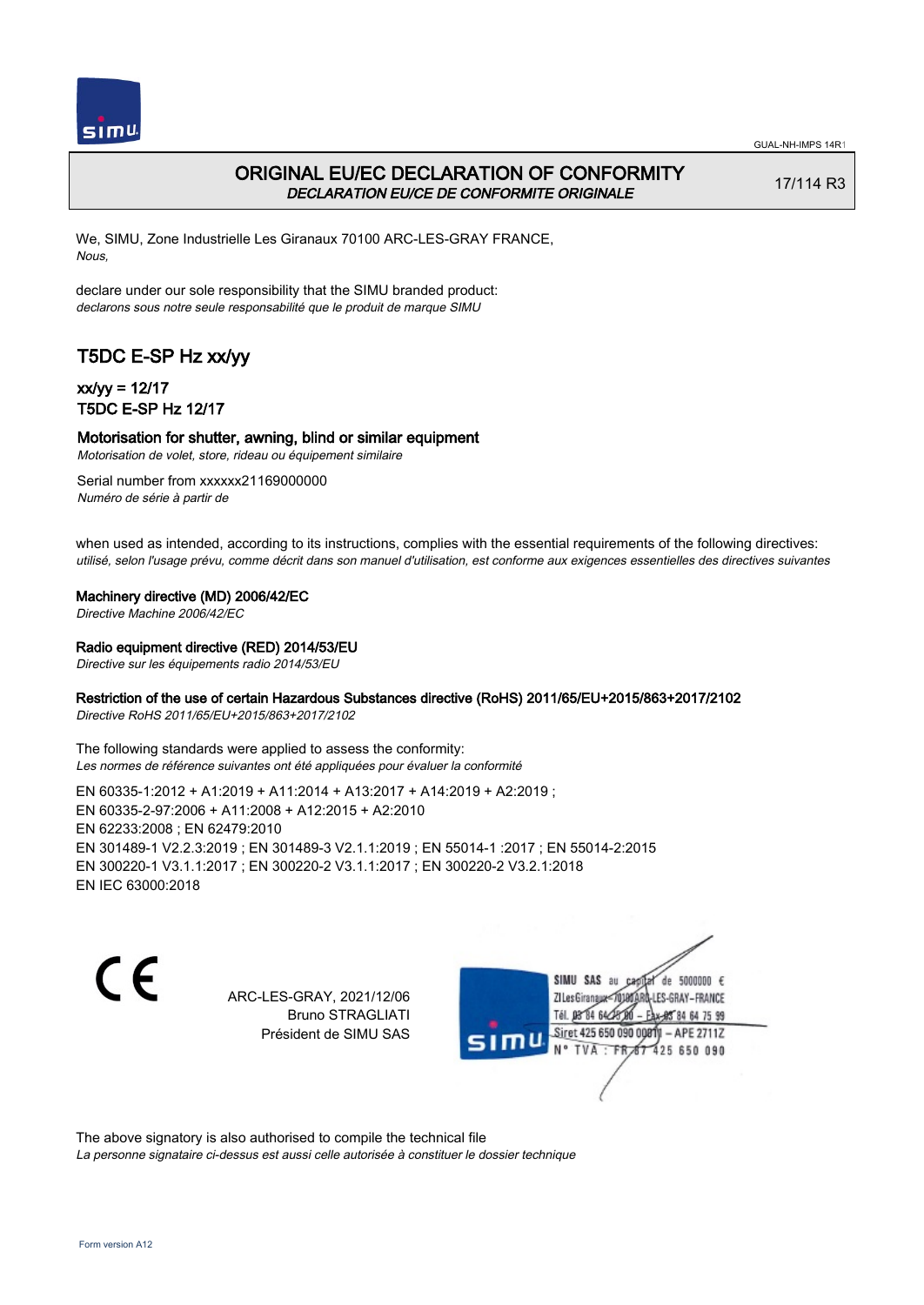GUAL-NH-IMPS 14R1

# ORIGINAL EU/EC DECLARATION OF CONFORMITY
*DECLARATION EU/CE DE CONFORMITE ORIGINALE*

17/114 R3

We, SIMU, Zone Industrielle Les Giranaux 70100 ARC-LES-GRAY FRANCE,
*Nous,*

declare under our sole responsibility that the SIMU branded product:
*declarons sous notre seule responsabilité que le produit de marque SIMU*

## T5DC E-SP Hz xx/yy

### xx/yy = 12/17
### T5DC E-SP Hz 12/17

**Motorisation for shutter, awning, blind or similar equipment**
*Motorisation de volet, store, rideau ou équipement similaire*

Serial number from xxxxxx21169000000
*Numéro de série à partir de*

when used as intended, according to its instructions, complies with the essential requirements of the following directives:
*utilisé, selon l'usage prévu, comme décrit dans son manuel d'utilisation, est conforme aux exigences essentielles des directives suivantes*

**Machinery directive (MD) 2006/42/EC**
*Directive Machine 2006/42/EC*

**Radio equipment directive (RED) 2014/53/EU**
*Directive sur les équipements radio 2014/53/EU*

**Restriction of the use of certain Hazardous Substances directive (RoHS) 2011/65/EU+2015/863+2017/2102**
*Directive RoHS 2011/65/EU+2015/863+2017/2102*

The following standards were applied to assess the conformity:
*Les normes de référence suivantes ont été appliquées pour évaluer la conformité*

EN 60335-1:2012 + A1:2019 + A11:2014 + A13:2017 + A14:2019 + A2:2019 ;
EN 60335-2-97:2006 + A11:2008 + A12:2015 + A2:2010
EN 62233:2008 ; EN 62479:2010
EN 301489-1 V2.2.3:2019 ; EN 301489-3 V2.1.1:2019 ; EN 55014-1 :2017 ; EN 55014-2:2015
EN 300220-1 V3.1.1:2017 ; EN 300220-2 V3.1.1:2017 ; EN 300220-2 V3.2.1:2018
EN IEC 63000:2018

ARC-LES-GRAY, 2021/12/06
Bruno STRAGLIATI
Président de SIMU SAS

SIMU SAS au capital de 5000000 €
ZI Les Giranaux 70100 ARC-LES-GRAY-FRANCE
Tél. 03 84 64 75 00 – Fax 03 84 64 75 99
Siret 425 650 090 00011 – APE 2711Z
N° TVA : FR 87 425 650 090

The above signatory is also authorised to compile the technical file
*La personne signataire ci-dessus est aussi celle autorisée à constituer le dossier technique*

Form version A12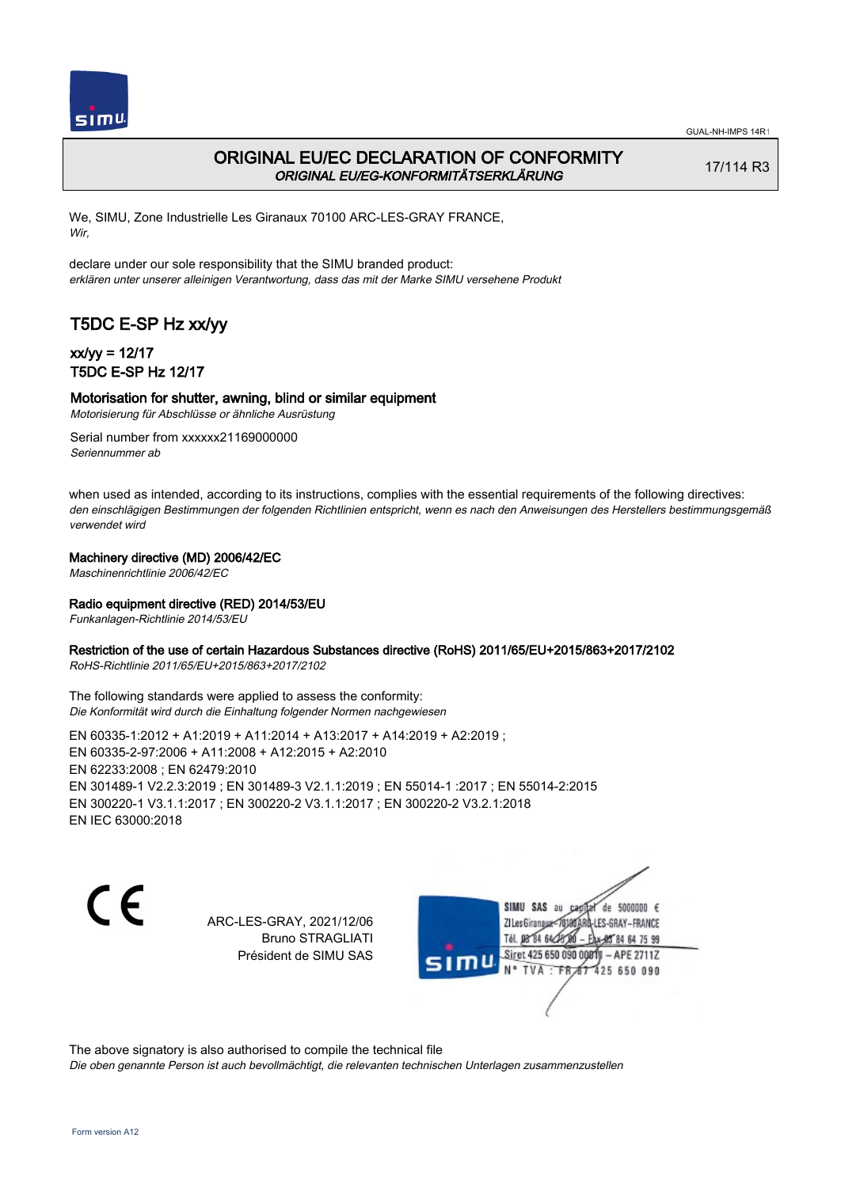GUAL-NH-IMPS 14R1

# ORIGINAL EU/EC DECLARATION OF CONFORMITY
*ORIGINAL EU/EG-KONFORMITÄTSERKLÄRUNG*

17/114 R3

We, SIMU, Zone Industrielle Les Giranaux 70100 ARC-LES-GRAY FRANCE,
*Wir,*

declare under our sole responsibility that the SIMU branded product:
*erklären unter unserer alleinigen Verantwortung, dass das mit der Marke SIMU versehene Produkt*

## T5DC E-SP Hz xx/yy

### xx/yy = 12/17
### T5DC E-SP Hz 12/17

**Motorisation for shutter, awning, blind or similar equipment**
*Motorisierung für Abschlüsse or ähnliche Ausrüstung*

Serial number from xxxxxx21169000000
*Seriennummer ab*

when used as intended, according to its instructions, complies with the essential requirements of the following directives:
*den einschlägigen Bestimmungen der folgenden Richtlinien entspricht, wenn es nach den Anweisungen des Herstellers bestimmungsgemäß verwendet wird*

**Machinery directive (MD) 2006/42/EC**
*Maschinenrichtlinie 2006/42/EC*

**Radio equipment directive (RED) 2014/53/EU**
*Funkanlagen-Richtlinie 2014/53/EU*

**Restriction of the use of certain Hazardous Substances directive (RoHS) 2011/65/EU+2015/863+2017/2102**
*RoHS-Richtlinie 2011/65/EU+2015/863+2017/2102*

The following standards were applied to assess the conformity:
*Die Konformität wird durch die Einhaltung folgender Normen nachgewiesen*

EN 60335-1:2012 + A1:2019 + A11:2014 + A13:2017 + A14:2019 + A2:2019 ;
EN 60335-2-97:2006 + A11:2008 + A12:2015 + A2:2010
EN 62233:2008 ; EN 62479:2010
EN 301489-1 V2.2.3:2019 ; EN 301489-3 V2.1.1:2019 ; EN 55014-1 :2017 ; EN 55014-2:2015
EN 300220-1 V3.1.1:2017 ; EN 300220-2 V3.1.1:2017 ; EN 300220-2 V3.2.1:2018
EN IEC 63000:2018

CE

ARC-LES-GRAY, 2021/12/06
Bruno STRAGLIATI
Président de SIMU SAS

SIMU SAS au capital de 5000000 €
ZI Les Giranaux 70100 ARC-LES-GRAY-FRANCE
Tél. 03 84 64 75 00 – Fax 03 84 64 75 99
Siret 425 650 090 00011 – APE 2711Z
N° TVA : FR 87 425 650 090

The above signatory is also authorised to compile the technical file
*Die oben genannte Person ist auch bevollmächtigt, die relevanten technischen Unterlagen zusammenzustellen*

Form version A12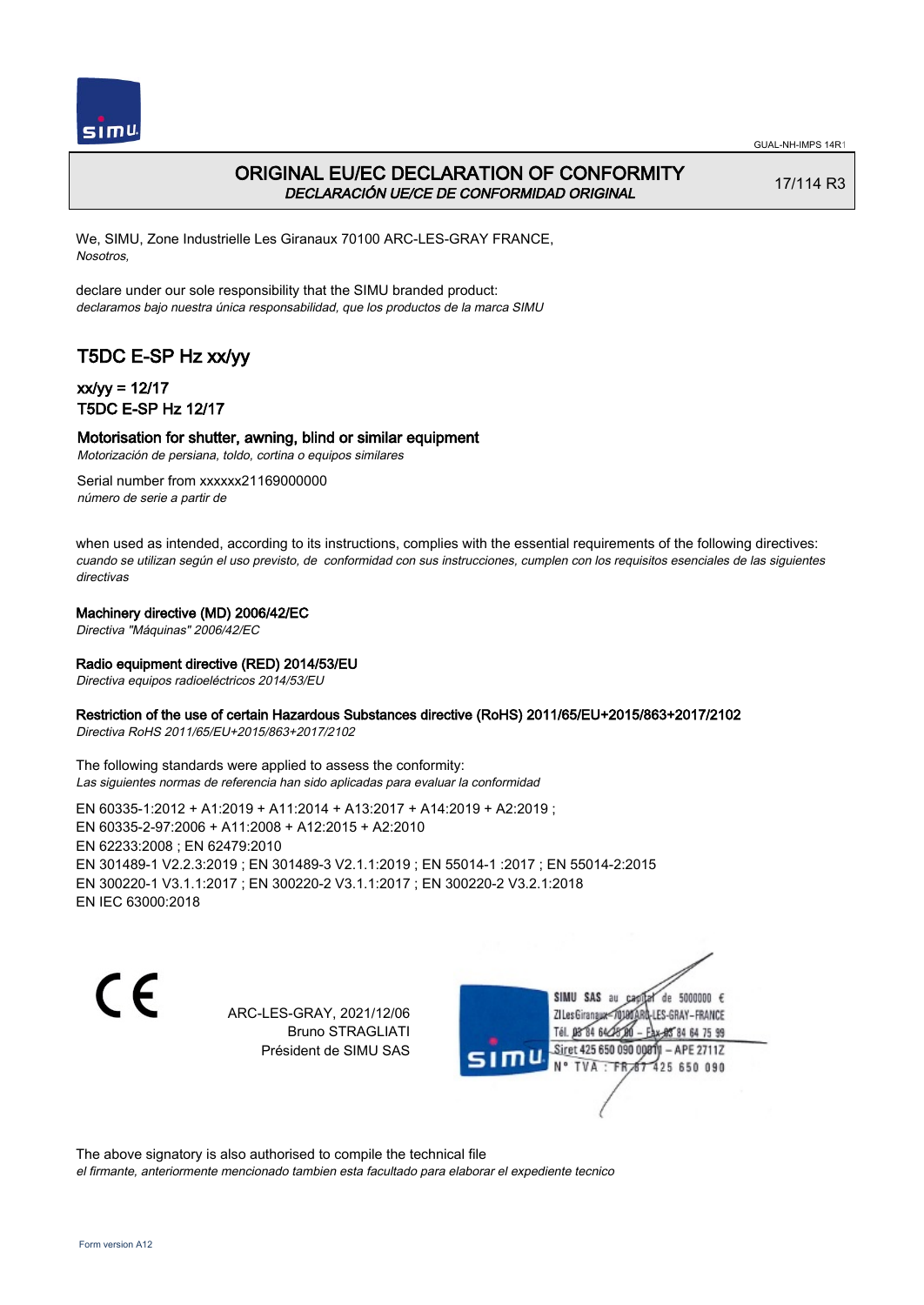GUAL-NH-IMPS 14R1

# ORIGINAL EU/EC DECLARATION OF CONFORMITY

*DECLARACIÓN UE/CE DE CONFORMIDAD ORIGINAL*

17/114 R3

We, SIMU, Zone Industrielle Les Giranaux 70100 ARC-LES-GRAY FRANCE,
*Nosotros,*

declare under our sole responsibility that the SIMU branded product:
*declaramos bajo nuestra única responsabilidad, que los productos de la marca SIMU*

## T5DC E-SP Hz xx/yy

### xx/yy = 12/17
### T5DC E-SP Hz 12/17

### Motorisation for shutter, awning, blind or similar equipment
*Motorización de persiana, toldo, cortina o equipos similares*

Serial number from xxxxxx21169000000
*número de serie a partir de*

when used as intended, according to its instructions, complies with the essential requirements of the following directives:
*cuando se utilizan según el uso previsto, de conformidad con sus instrucciones, cumplen con los requisitos esenciales de las siguientes directivas*

**Machinery directive (MD) 2006/42/EC**
*Directiva "Máquinas" 2006/42/EC*

**Radio equipment directive (RED) 2014/53/EU**
*Directiva equipos radioeléctricos 2014/53/EU*

**Restriction of the use of certain Hazardous Substances directive (RoHS) 2011/65/EU+2015/863+2017/2102**
*Directiva RoHS 2011/65/EU+2015/863+2017/2102*

The following standards were applied to assess the conformity:
*Las siguientes normas de referencia han sido aplicadas para evaluar la conformidad*

EN 60335-1:2012 + A1:2019 + A11:2014 + A13:2017 + A14:2019 + A2:2019 ;
EN 60335-2-97:2006 + A11:2008 + A12:2015 + A2:2010
EN 62233:2008 ; EN 62479:2010
EN 301489-1 V2.2.3:2019 ; EN 301489-3 V2.1.1:2019 ; EN 55014-1 :2017 ; EN 55014-2:2015
EN 300220-1 V3.1.1:2017 ; EN 300220-2 V3.1.1:2017 ; EN 300220-2 V3.2.1:2018
EN IEC 63000:2018

CE

ARC-LES-GRAY, 2021/12/06
Bruno STRAGLIATI
Président de SIMU SAS

SIMU SAS au capital de 5000000 €
ZI Les Giranaux 70100 ARC-LES-GRAY-FRANCE
Tél. 03 84 64 75 00 – Fax 03 84 64 75 99
Siret 425 650 090 00011 – APE 2711Z
N° TVA : FR 87 425 650 090

The above signatory is also authorised to compile the technical file
*el firmante, anteriormente mencionado tambien esta facultado para elaborar el expediente tecnico*

Form version A12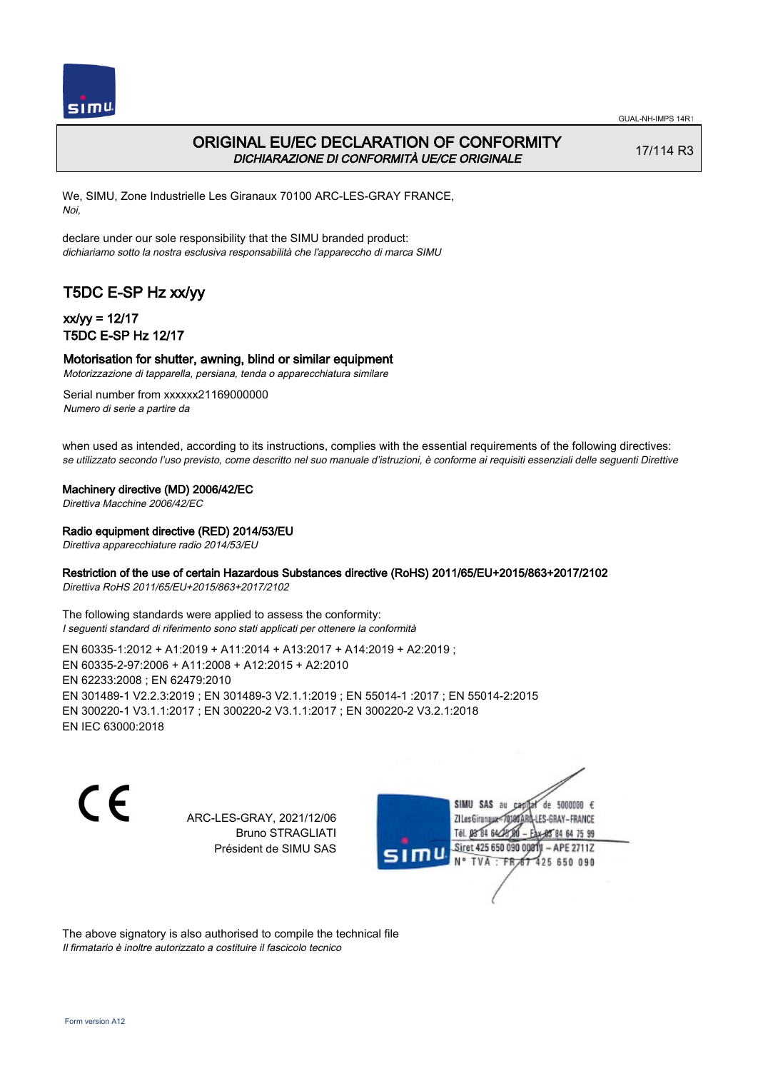# ORIGINAL EU/EC DECLARATION OF CONFORMITY

*DICHIARAZIONE DI CONFORMITÀ UE/CE ORIGINALE*

17/114 R3

We, SIMU, Zone Industrielle Les Giranaux 70100 ARC-LES-GRAY FRANCE,
*Noi,*

declare under our sole responsibility that the SIMU branded product:
*dichiariamo sotto la nostra esclusiva responsabilità che l'apparecchio di marca SIMU*

## T5DC E-SP Hz xx/yy

### xx/yy = 12/17
### T5DC E-SP Hz 12/17

**Motorisation for shutter, awning, blind or similar equipment**
*Motorizzazione di tapparella, persiana, tenda o apparecchiatura similare*

Serial number from xxxxxx21169000000
*Numero di serie a partire da*

when used as intended, according to its instructions, complies with the essential requirements of the following directives:
*se utilizzato secondo l'uso previsto, come descritto nel suo manuale d'istruzioni, è conforme ai requisiti essenziali delle seguenti Direttive*

**Machinery directive (MD) 2006/42/EC**
*Direttiva Macchine 2006/42/EC*

**Radio equipment directive (RED) 2014/53/EU**
*Direttiva apparecchiature radio 2014/53/EU*

**Restriction of the use of certain Hazardous Substances directive (RoHS) 2011/65/EU+2015/863+2017/2102**
*Direttiva RoHS 2011/65/EU+2015/863+2017/2102*

The following standards were applied to assess the conformity:
*I seguenti standard di riferimento sono stati applicati per ottenere la conformità*

EN 60335-1:2012 + A1:2019 + A11:2014 + A13:2017 + A14:2019 + A2:2019 ;
EN 60335-2-97:2006 + A11:2008 + A12:2015 + A2:2010
EN 62233:2008 ; EN 62479:2010
EN 301489-1 V2.2.3:2019 ; EN 301489-3 V2.1.1:2019 ; EN 55014-1 :2017 ; EN 55014-2:2015
EN 300220-1 V3.1.1:2017 ; EN 300220-2 V3.1.1:2017 ; EN 300220-2 V3.2.1:2018
EN IEC 63000:2018

ARC-LES-GRAY, 2021/12/06
Bruno STRAGLIATI
Président de SIMU SAS

SIMU SAS au capital de 5000000 €
ZI Les Giranaux 70100 ARC-LES-GRAY-FRANCE
Tél. 03 84 64 75 00 – Fax 03 84 64 75 99
Siret 425 650 090 00011 – APE 2711Z
N° TVA : FR 67 425 650 090

The above signatory is also authorised to compile the technical file
*Il firmatario è inoltre autorizzato a costituire il fascicolo tecnico*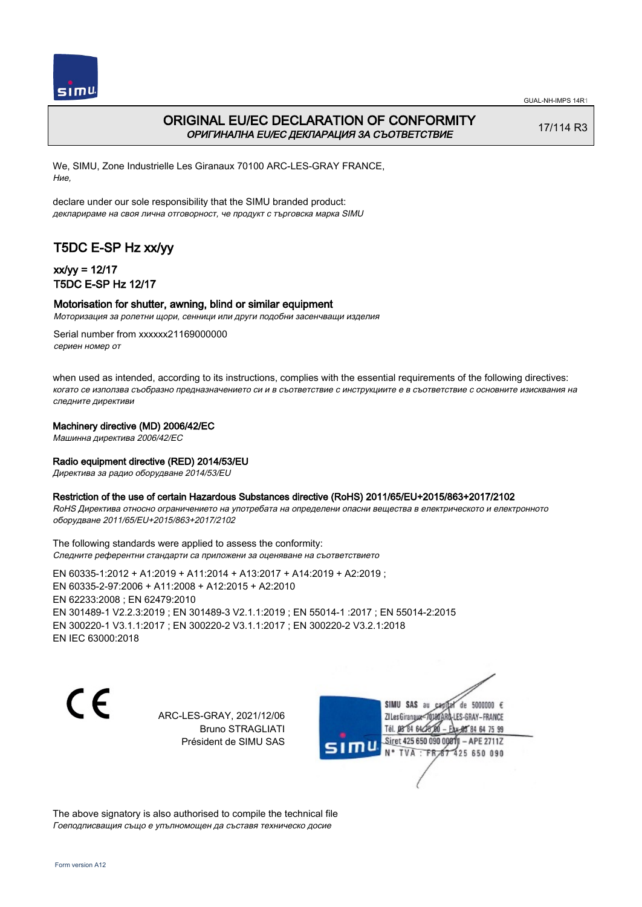# ORIGINAL EU/EC DECLARATION OF CONFORMITY

*ОРИГИНАЛНА EU/EC ДЕКЛАРАЦИЯ ЗА СЪОТВЕТСТВИЕ*

17/114 R3

We, SIMU, Zone Industrielle Les Giranaux 70100 ARC-LES-GRAY FRANCE,
*Ние,*

declare under our sole responsibility that the SIMU branded product:
*декларираме на своя лична отговорност, че продукт с търговска марка SIMU*

## T5DC E-SP Hz xx/yy

### xx/yy = 12/17
### T5DC E-SP Hz 12/17

**Motorisation for shutter, awning, blind or similar equipment**
*Моторизация за ролетни щори, сенници или други подобни засенчващи изделия*

Serial number from xxxxxx21169000000
*сериен номер от*

when used as intended, according to its instructions, complies with the essential requirements of the following directives:
*когато се използва съобразно предназначението си и в съответствие с инструкциите е в съответствие с основните изисквания на следните директиви*

**Machinery directive (MD) 2006/42/EC**
*Машинна директива 2006/42/EC*

**Radio equipment directive (RED) 2014/53/EU**
*Директива за радио оборудване 2014/53/EU*

**Restriction of the use of certain Hazardous Substances directive (RoHS) 2011/65/EU+2015/863+2017/2102**
*RoHS Директива относно ограничението на употребата на определени опасни вещества в електрическото и електронното оборудване 2011/65/EU+2015/863+2017/2102*

The following standards were applied to assess the conformity:
*Следните референтни стандарти са приложени за оценяване на съответствието*

EN 60335-1:2012 + A1:2019 + A11:2014 + A13:2017 + A14:2019 + A2:2019 ;
EN 60335-2-97:2006 + A11:2008 + A12:2015 + A2:2010
EN 62233:2008 ; EN 62479:2010
EN 301489-1 V2.2.3:2019 ; EN 301489-3 V2.1.1:2019 ; EN 55014-1 :2017 ; EN 55014-2:2015
EN 300220-1 V3.1.1:2017 ; EN 300220-2 V3.1.1:2017 ; EN 300220-2 V3.2.1:2018
EN IEC 63000:2018

CE

ARC-LES-GRAY, 2021/12/06
Bruno STRAGLIATI
Président de SIMU SAS

SIMU SAS au capital de 5000000 €
ZI Les Giranaux 70100 ARC-LES-GRAY-FRANCE
Tél. 03 84 64 75 00 – Fax 03 84 64 75 99
Siret 425 650 090 00011 – APE 2711Z
N° TVA : FR 87 425 650 090

The above signatory is also authorised to compile the technical file
*Гоеподписващия също е упълномощен да съставя техническо досие*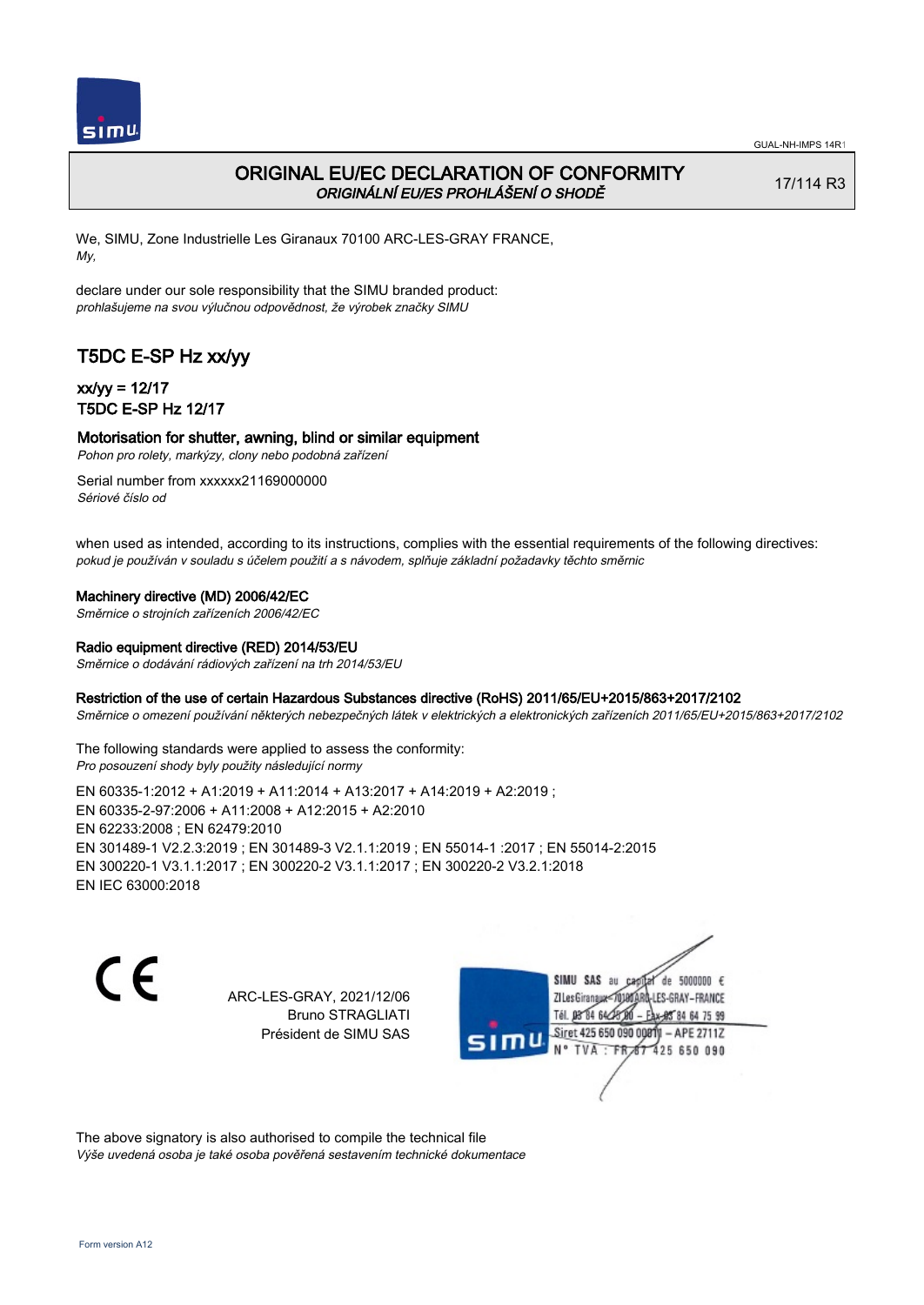# ORIGINAL EU/EC DECLARATION OF CONFORMITY
*ORIGINÁLNÍ EU/ES PROHLÁŠENÍ O SHODĚ*

17/114 R3

We, SIMU, Zone Industrielle Les Giranaux 70100 ARC-LES-GRAY FRANCE,
*My,*

declare under our sole responsibility that the SIMU branded product:
*prohlašujeme na svou výlučnou odpovědnost, že výrobek značky SIMU*

## T5DC E-SP Hz xx/yy

### xx/yy = 12/17
### T5DC E-SP Hz 12/17

**Motorisation for shutter, awning, blind or similar equipment**
*Pohon pro rolety, markýzy, clony nebo podobná zařízení*

Serial number from xxxxxx21169000000
*Sériové číslo od*

when used as intended, according to its instructions, complies with the essential requirements of the following directives:
*pokud je používán v souladu s účelem použití a s návodem, splňuje základní požadavky těchto směrnic*

**Machinery directive (MD) 2006/42/EC**
*Směrnice o strojních zařízeních 2006/42/EC*

**Radio equipment directive (RED) 2014/53/EU**
*Směrnice o dodávání rádiových zařízení na trh 2014/53/EU*

**Restriction of the use of certain Hazardous Substances directive (RoHS) 2011/65/EU+2015/863+2017/2102**
*Směrnice o omezení používání některých nebezpečných látek v elektrických a elektronických zařízeních 2011/65/EU+2015/863+2017/2102*

The following standards were applied to assess the conformity:
*Pro posouzení shody byly použity následující normy*

EN 60335-1:2012 + A1:2019 + A11:2014 + A13:2017 + A14:2019 + A2:2019 ;
EN 60335-2-97:2006 + A11:2008 + A12:2015 + A2:2010
EN 62233:2008 ; EN 62479:2010
EN 301489-1 V2.2.3:2019 ; EN 301489-3 V2.1.1:2019 ; EN 55014-1 :2017 ; EN 55014-2:2015
EN 300220-1 V3.1.1:2017 ; EN 300220-2 V3.1.1:2017 ; EN 300220-2 V3.2.1:2018
EN IEC 63000:2018

ARC-LES-GRAY, 2021/12/06
Bruno STRAGLIATI
Président de SIMU SAS

SIMU SAS au capital de 5000000 €
ZI Les Giranaux 70100 ARC-LES-GRAY-FRANCE
Tél. 03 84 64 75 00 – Fax 03 84 64 75 99
Siret 425 650 090 00011 – APE 2711Z
N° TVA : FR 87 425 650 090

The above signatory is also authorised to compile the technical file
*Výše uvedená osoba je také osoba pověřená sestavením technické dokumentace*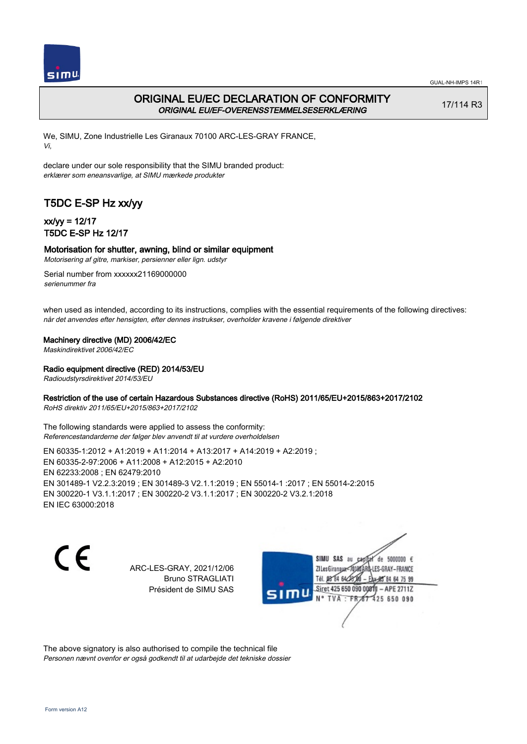# ORIGINAL EU/EC DECLARATION OF CONFORMITY

*ORIGINAL EU/EF-OVERENSSTEMMELSESERKLÆRING*

17/114 R3

We, SIMU, Zone Industrielle Les Giranaux 70100 ARC-LES-GRAY FRANCE,
*Vi,*

declare under our sole responsibility that the SIMU branded product:
*erklærer som eneansvarlige, at SIMU mærkede produkter*

## T5DC E-SP Hz xx/yy

### xx/yy = 12/17
### T5DC E-SP Hz 12/17

**Motorisation for shutter, awning, blind or similar equipment**
*Motorisering af gitre, markiser, persienner eller lign. udstyr*

Serial number from xxxxxx21169000000
*serienummer fra*

when used as intended, according to its instructions, complies with the essential requirements of the following directives:
*når det anvendes efter hensigten, efter dennes instrukser, overholder kravene i følgende direktiver*

**Machinery directive (MD) 2006/42/EC**
*Maskindirektivet 2006/42/EC*

**Radio equipment directive (RED) 2014/53/EU**
*Radioudstyrsdirektivet 2014/53/EU*

**Restriction of the use of certain Hazardous Substances directive (RoHS) 2011/65/EU+2015/863+2017/2102**
*RoHS direktiv 2011/65/EU+2015/863+2017/2102*

The following standards were applied to assess the conformity:
*Referencestandarderne der følger blev anvendt til at vurdere overholdelsen*

EN 60335-1:2012 + A1:2019 + A11:2014 + A13:2017 + A14:2019 + A2:2019 ;
EN 60335-2-97:2006 + A11:2008 + A12:2015 + A2:2010
EN 62233:2008 ; EN 62479:2010
EN 301489-1 V2.2.3:2019 ; EN 301489-3 V2.1.1:2019 ; EN 55014-1 :2017 ; EN 55014-2:2015
EN 300220-1 V3.1.1:2017 ; EN 300220-2 V3.1.1:2017 ; EN 300220-2 V3.2.1:2018
EN IEC 63000:2018

CE

ARC-LES-GRAY, 2021/12/06
Bruno STRAGLIATI
Président de SIMU SAS

SIMU SAS au capital de 5000000 €
ZI Les Giranaux 70100 ARC-LES-GRAY-FRANCE
Tél. 03 84 64 75 00 – Fax 03 84 64 75 99
Siret 425 650 090 00011 – APE 2711Z
N° TVA : FR 87 425 650 090

The above signatory is also authorised to compile the technical file
*Personen nævnt ovenfor er også godkendt til at udarbejde det tekniske dossier*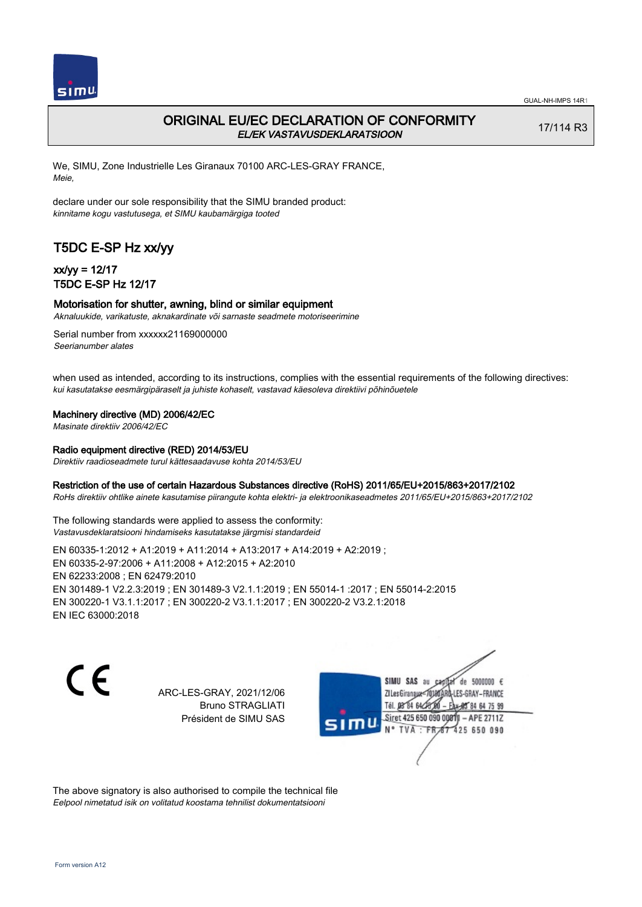GUAL-NH-IMPS 14R1

# ORIGINAL EU/EC DECLARATION OF CONFORMITY

*EL/EK VASTAVUSDEKLARATSIOON*

17/114 R3

We, SIMU, Zone Industrielle Les Giranaux 70100 ARC-LES-GRAY FRANCE,
*Meie,*

declare under our sole responsibility that the SIMU branded product:
*kinnitame kogu vastutusega, et SIMU kaubamärgiga tooted*

## T5DC E-SP Hz xx/yy

### xx/yy = 12/17
### T5DC E-SP Hz 12/17

**Motorisation for shutter, awning, blind or similar equipment**
*Aknaluukide, varikatuste, aknakardinate või sarnaste seadmete motoriseerimine*

Serial number from xxxxxx21169000000
*Seerianumber alates*

when used as intended, according to its instructions, complies with the essential requirements of the following directives:
*kui kasutatakse eesmärgipäraselt ja juhiste kohaselt, vastavad käesoleva direktiivi põhinõuetele*

**Machinery directive (MD) 2006/42/EC**
*Masinate direktiiv 2006/42/EC*

**Radio equipment directive (RED) 2014/53/EU**
*Direktiiv raadioseadmete turul kättesaadavuse kohta 2014/53/EU*

**Restriction of the use of certain Hazardous Substances directive (RoHS) 2011/65/EU+2015/863+2017/2102**
*RoHs direktiiv ohtlike ainete kasutamise piirangute kohta elektri- ja elektroonikaseadmetes 2011/65/EU+2015/863+2017/2102*

The following standards were applied to assess the conformity:
*Vastavusdeklaratsiooni hindamiseks kasutatakse järgmisi standardeid*

EN 60335-1:2012 + A1:2019 + A11:2014 + A13:2017 + A14:2019 + A2:2019 ;
EN 60335-2-97:2006 + A11:2008 + A12:2015 + A2:2010
EN 62233:2008 ; EN 62479:2010
EN 301489-1 V2.2.3:2019 ; EN 301489-3 V2.1.1:2019 ; EN 55014-1 :2017 ; EN 55014-2:2015
EN 300220-1 V3.1.1:2017 ; EN 300220-2 V3.1.1:2017 ; EN 300220-2 V3.2.1:2018
EN IEC 63000:2018

CE

ARC-LES-GRAY, 2021/12/06
Bruno STRAGLIATI
Président de SIMU SAS

SIMU SAS au capital de 5000000 €
ZI Les Giranaux 70100 ARC-LES-GRAY – FRANCE
Tél. 03 84 64 75 00 – Fax 03 84 64 75 99
Siret 425 650 090 00011 – APE 2711Z
N° TVA : FR 67 425 650 090

The above signatory is also authorised to compile the technical file
*Eelpool nimetatud isik on volitatud koostama tehnilist dokumentatsiooni*

Form version A12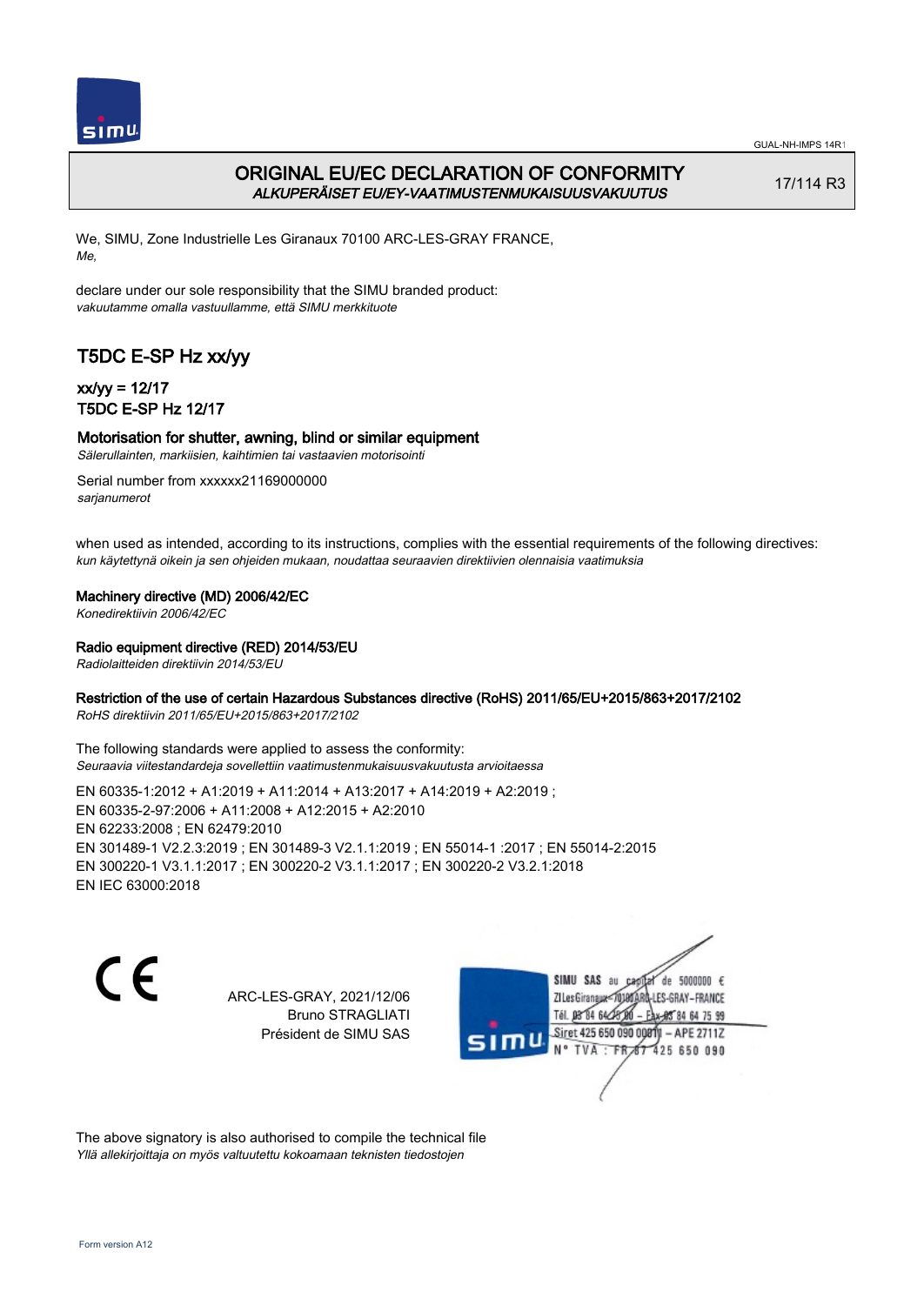# ORIGINAL EU/EC DECLARATION OF CONFORMITY

*ALKUPERÄISET EU/EY-VAATIMUSTENMUKAISUUSVAKUUTUS*

17/114 R3

We, SIMU, Zone Industrielle Les Giranaux 70100 ARC-LES-GRAY FRANCE,
*Me,*

declare under our sole responsibility that the SIMU branded product:
*vakuutamme omalla vastuullamme, että SIMU merkkituote*

## T5DC E-SP Hz xx/yy

### xx/yy = 12/17
### T5DC E-SP Hz 12/17

**Motorisation for shutter, awning, blind or similar equipment**
*Sälerullainten, markiisien, kaihtimien tai vastaavien motorisointi*

Serial number from xxxxxx21169000000
*sarjanumerot*

when used as intended, according to its instructions, complies with the essential requirements of the following directives:
*kun käytettynä oikein ja sen ohjeiden mukaan, noudattaa seuraavien direktiivien olennaisia vaatimuksia*

**Machinery directive (MD) 2006/42/EC**
*Konedirektiivin 2006/42/EC*

**Radio equipment directive (RED) 2014/53/EU**
*Radiolaitteiden direktiivin 2014/53/EU*

**Restriction of the use of certain Hazardous Substances directive (RoHS) 2011/65/EU+2015/863+2017/2102**
*RoHS direktiivin 2011/65/EU+2015/863+2017/2102*

The following standards were applied to assess the conformity:
*Seuraavia viitestandardeja sovellettiin vaatimustenmukaisuusvakuutusta arvioitaessa*

EN 60335-1:2012 + A1:2019 + A11:2014 + A13:2017 + A14:2019 + A2:2019 ;
EN 60335-2-97:2006 + A11:2008 + A12:2015 + A2:2010
EN 62233:2008 ; EN 62479:2010
EN 301489-1 V2.2.3:2019 ; EN 301489-3 V2.1.1:2019 ; EN 55014-1 :2017 ; EN 55014-2:2015
EN 300220-1 V3.1.1:2017 ; EN 300220-2 V3.1.1:2017 ; EN 300220-2 V3.2.1:2018
EN IEC 63000:2018

CE

ARC-LES-GRAY, 2021/12/06
Bruno STRAGLIATI
Président de SIMU SAS

SIMU SAS au capital de 5000000 €
ZI Les Giranaux 70100 ARC-LES-GRAY-FRANCE
Tél. 03 84 64 75 00 – Fax 03 84 64 75 99
Siret 425 650 090 00011 – APE 2711Z
N° TVA : FR 67 425 650 090

The above signatory is also authorised to compile the technical file
*Yllä allekirjoittaja on myös valtuutettu kokoamaan teknisten tiedostojen*

Form version A12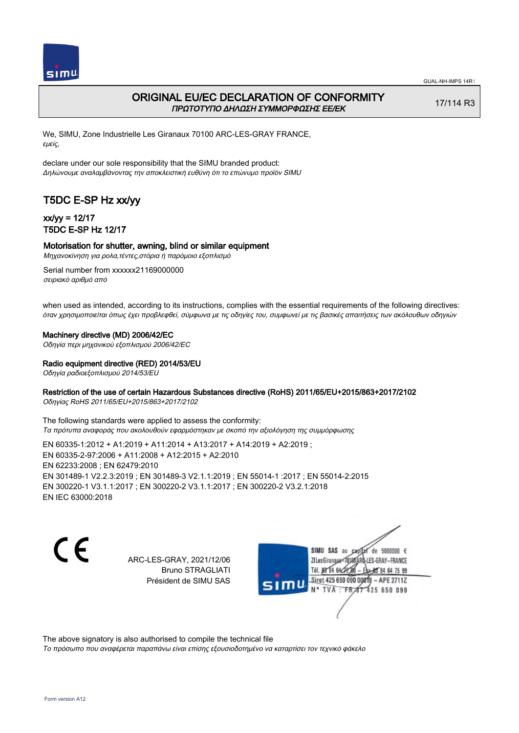# ORIGINAL EU/EC DECLARATION OF CONFORMITY

*ΠΡΩΤΟΤΥΠΟ ΔΗΛΩΣΗ ΣΥΜΜΟΡΦΩΣΗΣ ΕΕ/EK*

17/114 R3

We, SIMU, Zone Industrielle Les Giranaux 70100 ARC-LES-GRAY FRANCE,
*εμείς,*

declare under our sole responsibility that the SIMU branded product:
*Δηλώνουμε αναλαμβάνοντας την αποκλειστική ευθύνη ότι το επώνυμο προϊόν SIMU*

## T5DC E-SP Hz xx/yy

### xx/yy = 12/17
### T5DC E-SP Hz 12/17

### Motorisation for shutter, awning, blind or similar equipment

*Μηχανοκίνηση για ρολα,τέντες,στόρια ή παρόμοιο εξοπλισμό*

Serial number from xxxxxx21169000000
*σειριακό αριθμό από*

when used as intended, according to its instructions, complies with the essential requirements of the following directives:
*όταν χρησιμοποιείται όπως έχει προβλεφθεί, σύμφωνα με τις οδηγίες του, συμφωνεί με τις βασικές απαιτήσεις των ακόλουθων οδηγιών*

**Machinery directive (MD) 2006/42/EC**
*Οδηγία περι μηχανικού εξοπλισμού 2006/42/EC*

**Radio equipment directive (RED) 2014/53/EU**
*Οδηγία ραδιοεξοπλισμού 2014/53/EU*

**Restriction of the use of certain Hazardous Substances directive (RoHS) 2011/65/EU+2015/863+2017/2102**
*Οδηγίας RoHS 2011/65/EU+2015/863+2017/2102*

The following standards were applied to assess the conformity:
*Τα πρότυπα αναφοράς που ακολουθούν εφαρμόστηκαν με σκοπό την αξιολόγηση της συμμόρφωσης*

EN 60335-1:2012 + A1:2019 + A11:2014 + A13:2017 + A14:2019 + A2:2019 ;
EN 60335-2-97:2006 + A11:2008 + A12:2015 + A2:2010
EN 62233:2008 ; EN 62479:2010
EN 301489-1 V2.2.3:2019 ; EN 301489-3 V2.1.1:2019 ; EN 55014-1 :2017 ; EN 55014-2:2015
EN 300220-1 V3.1.1:2017 ; EN 300220-2 V3.1.1:2017 ; EN 300220-2 V3.2.1:2018
EN IEC 63000:2018

CE

ARC-LES-GRAY, 2021/12/06
Bruno STRAGLIATI
Président de SIMU SAS

SIMU SAS au capital de 5000000 €
ZI Les Giranaux 70100 ARC-LES-GRAY-FRANCE
Tél. 03 84 64 75 00 – Fax 03 84 64 75 99
Siret 425 650 090 00011 – APE 2711Z
N° TVA : FR 67 425 650 090

The above signatory is also authorised to compile the technical file
*Το πρόσωπο που αναφέρεται παραπάνω είναι επίσης εξουσιοδοτημένο να καταρτίσει τον τεχνικό φάκελο*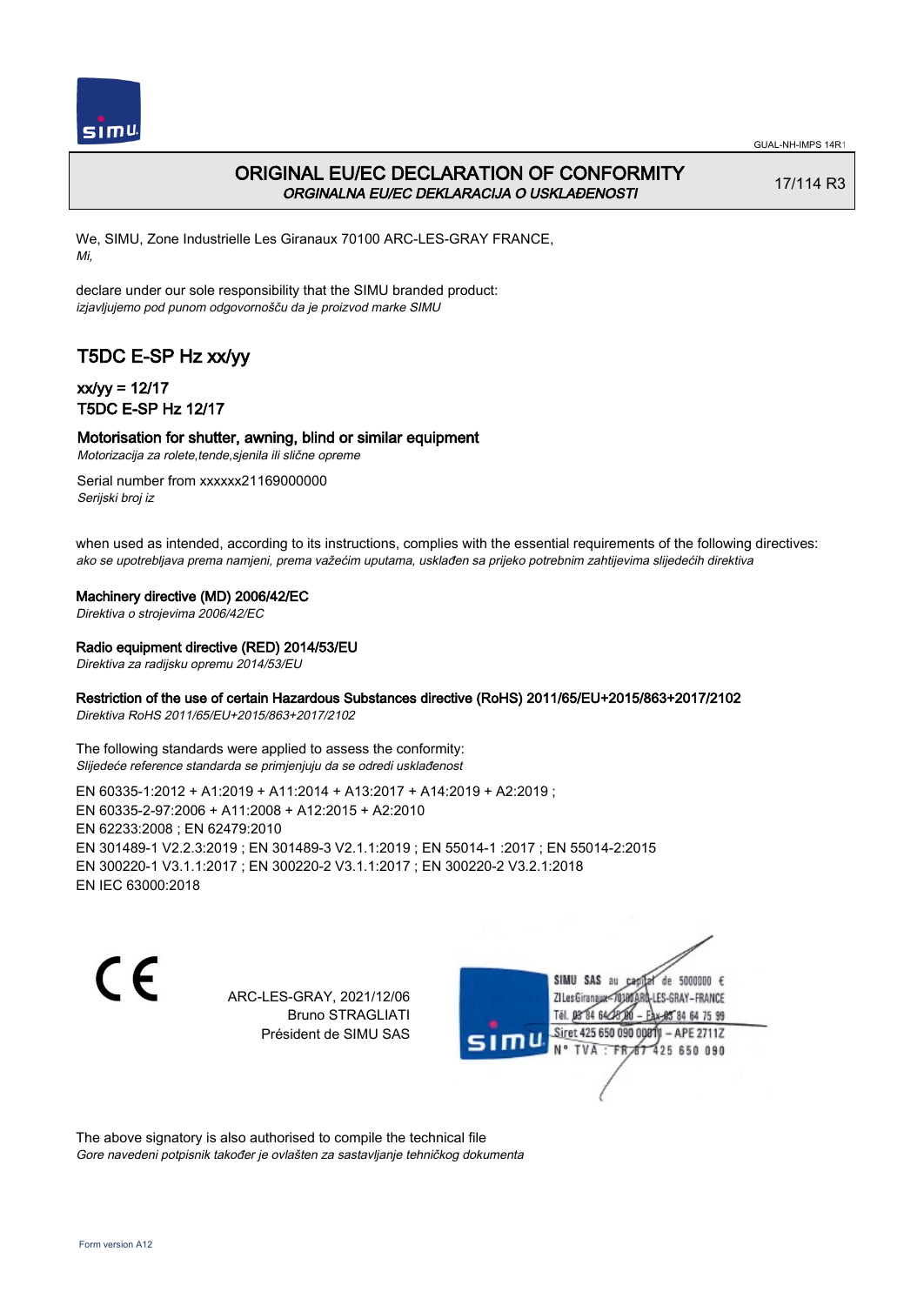GUAL-NH-IMPS 14R1

# ORIGINAL EU/EC DECLARATION OF CONFORMITY
*ORGINALNA EU/EC DEKLARACIJA O USKLAĐENOSTI*

17/114 R3

We, SIMU, Zone Industrielle Les Giranaux 70100 ARC-LES-GRAY FRANCE,
*Mi,*

declare under our sole responsibility that the SIMU branded product:
*izjavljujemo pod punom odgovornošču da je proizvod marke SIMU*

## T5DC E-SP Hz xx/yy

### xx/yy = 12/17
### T5DC E-SP Hz 12/17

**Motorisation for shutter, awning, blind or similar equipment**
*Motorizacija za rolete,tende,sjenila ili slične opreme*

Serial number from xxxxxx21169000000
*Serijski broj iz*

when used as intended, according to its instructions, complies with the essential requirements of the following directives:
*ako se upotrebljava prema namjeni, prema važećim uputama, usklađen sa prijeko potrebnim zahtijevima slijedećih direktiva*

**Machinery directive (MD) 2006/42/EC**
*Direktiva o strojevima 2006/42/EC*

**Radio equipment directive (RED) 2014/53/EU**
*Direktiva za radijsku opremu 2014/53/EU*

**Restriction of the use of certain Hazardous Substances directive (RoHS) 2011/65/EU+2015/863+2017/2102**
*Direktiva RoHS 2011/65/EU+2015/863+2017/2102*

The following standards were applied to assess the conformity:
*Slijedeće reference standarda se primjenjuju da se odredi usklađenost*

EN 60335-1:2012 + A1:2019 + A11:2014 + A13:2017 + A14:2019 + A2:2019 ;
EN 60335-2-97:2006 + A11:2008 + A12:2015 + A2:2010
EN 62233:2008 ; EN 62479:2010
EN 301489-1 V2.2.3:2019 ; EN 301489-3 V2.1.1:2019 ; EN 55014-1 :2017 ; EN 55014-2:2015
EN 300220-1 V3.1.1:2017 ; EN 300220-2 V3.1.1:2017 ; EN 300220-2 V3.2.1:2018
EN IEC 63000:2018

CE

ARC-LES-GRAY, 2021/12/06
Bruno STRAGLIATI
Président de SIMU SAS

SIMU SAS au capital de 5000000 €
ZI Les Giranaux 70100 ARC-LES-GRAY-FRANCE
Tél. 03 84 64 75 00 – Fax 03 84 64 75 99
Siret 425 650 090 00011 – APE 2711Z
N° TVA : FR 67 425 650 090

The above signatory is also authorised to compile the technical file
*Gore navedeni potpisnik također je ovlašten za sastavljanje tehničkog dokumenta*

Form version A12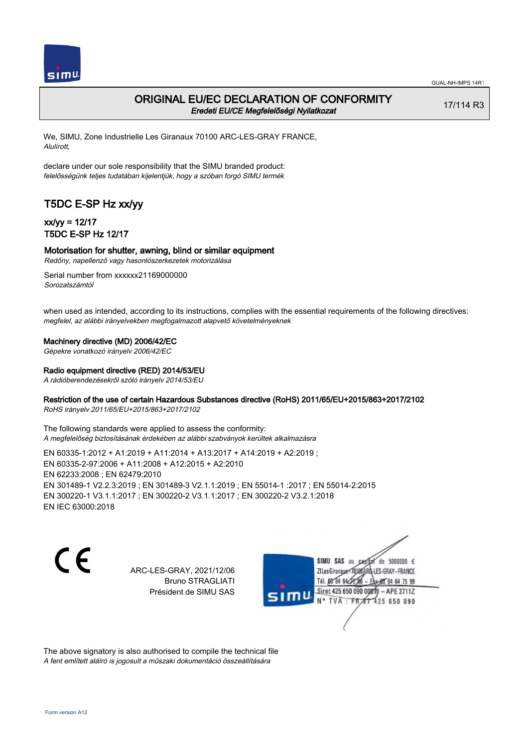# ORIGINAL EU/EC DECLARATION OF CONFORMITY

*Eredeti EU/CE Megfelelőségi Nyilatkozat*

17/114 R3

We, SIMU, Zone Industrielle Les Giranaux 70100 ARC-LES-GRAY FRANCE,
*Alulírott,*

declare under our sole responsibility that the SIMU branded product:
*felelősségünk teljes tudatában kijelentjük, hogy a szóban forgó SIMU termék*

## T5DC E-SP Hz xx/yy

### xx/yy = 12/17
### T5DC E-SP Hz 12/17

**Motorisation for shutter, awning, blind or similar equipment**
*Redőny, napellenző vagy hasonlószerkezetek motorizálása*

Serial number from xxxxxx21169000000
*Sorozatszámtól*

when used as intended, according to its instructions, complies with the essential requirements of the following directives:
*megfelel, az alábbi irányelvekben megfogalmazott alapvető követelményeknek*

**Machinery directive (MD) 2006/42/EC**
*Gépekre vonatkozó irányelv 2006/42/EC*

**Radio equipment directive (RED) 2014/53/EU**
*A rádióberendezésekről szóló irányelv 2014/53/EU*

**Restriction of the use of certain Hazardous Substances directive (RoHS) 2011/65/EU+2015/863+2017/2102**
*RoHS irányelv 2011/65/EU+2015/863+2017/2102*

The following standards were applied to assess the conformity:
*A megfelelőség biztosításának érdekében az alábbi szabványok kerültek alkalmazásra*

EN 60335-1:2012 + A1:2019 + A11:2014 + A13:2017 + A14:2019 + A2:2019 ;
EN 60335-2-97:2006 + A11:2008 + A12:2015 + A2:2010
EN 62233:2008 ; EN 62479:2010
EN 301489-1 V2.2.3:2019 ; EN 301489-3 V2.1.1:2019 ; EN 55014-1 :2017 ; EN 55014-2:2015
EN 300220-1 V3.1.1:2017 ; EN 300220-2 V3.1.1:2017 ; EN 300220-2 V3.2.1:2018
EN IEC 63000:2018

ARC-LES-GRAY, 2021/12/06
Bruno STRAGLIATI
Président de SIMU SAS

SIMU SAS au capital de 5000000 €
ZI Les Giranaux 70100 ARC-LES-GRAY-FRANCE
Tél. 03 84 64 75 00 – Fax 03 84 64 75 99
Siret 425 650 090 00011 – APE 2711Z
N° TVA : FR 87 425 650 090

The above signatory is also authorised to compile the technical file
*A fent említett aláíró is jogosult a műszaki dokumentáció összeállítására*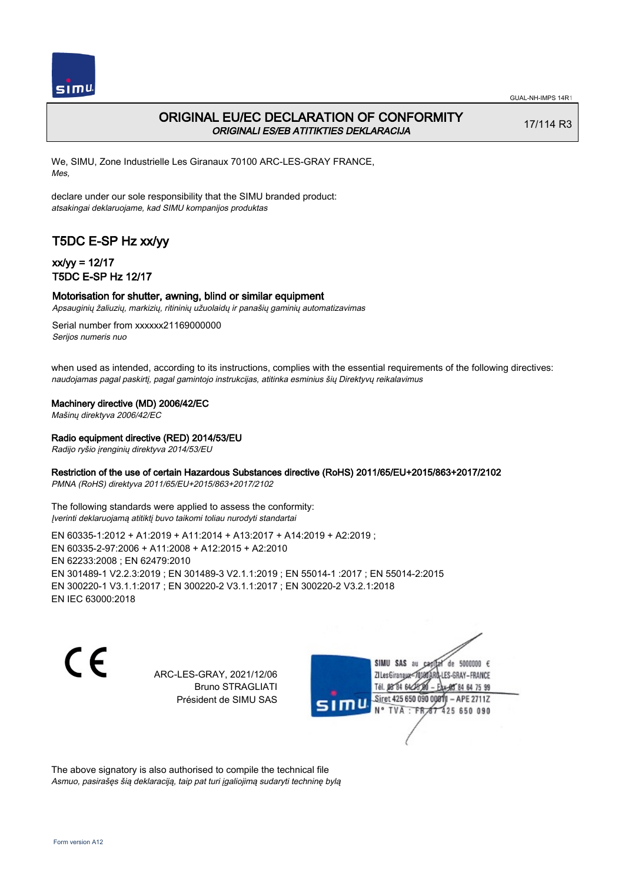# ORIGINAL EU/EC DECLARATION OF CONFORMITY

*ORIGINALI ES/EB ATITIKTIES DEKLARACIJA*

17/114 R3

We, SIMU, Zone Industrielle Les Giranaux 70100 ARC-LES-GRAY FRANCE,
*Mes,*

declare under our sole responsibility that the SIMU branded product:
*atsakingai deklaruojame, kad SIMU kompanijos produktas*

## T5DC E-SP Hz xx/yy

### xx/yy = 12/17
### T5DC E-SP Hz 12/17

**Motorisation for shutter, awning, blind or similar equipment**
*Apsauginių žaliuzių, markizių, ritininių užuolaidų ir panašių gaminių automatizavimas*

Serial number from xxxxxx21169000000
*Serijos numeris nuo*

when used as intended, according to its instructions, complies with the essential requirements of the following directives:
*naudojamas pagal paskirtį, pagal gamintojo instrukcijas, atitinka esminius šių Direktyvų reikalavimus*

**Machinery directive (MD) 2006/42/EC**
*Mašinų direktyva 2006/42/EC*

**Radio equipment directive (RED) 2014/53/EU**
*Radijo ryšio įrenginių direktyva 2014/53/EU*

**Restriction of the use of certain Hazardous Substances directive (RoHS) 2011/65/EU+2015/863+2017/2102**
*PMNA (RoHS) direktyva 2011/65/EU+2015/863+2017/2102*

The following standards were applied to assess the conformity:
*Įverinti deklaruojamą atitiktį buvo taikomi toliau nurodyti standartai*

EN 60335-1:2012 + A1:2019 + A11:2014 + A13:2017 + A14:2019 + A2:2019 ;
EN 60335-2-97:2006 + A11:2008 + A12:2015 + A2:2010
EN 62233:2008 ; EN 62479:2010
EN 301489-1 V2.2.3:2019 ; EN 301489-3 V2.1.1:2019 ; EN 55014-1 :2017 ; EN 55014-2:2015
EN 300220-1 V3.1.1:2017 ; EN 300220-2 V3.1.1:2017 ; EN 300220-2 V3.2.1:2018
EN IEC 63000:2018

CE

ARC-LES-GRAY, 2021/12/06
Bruno STRAGLIATI
Président de SIMU SAS

SIMU SAS au capital de 5000000 €
ZI Les Giranaux 70100 ARC-LES-GRAY-FRANCE
Tél. 03 84 64 75 00 – Fax 03 84 64 75 99
Siret 425 650 090 00011 – APE 2711Z
N° TVA : FR 67 425 650 090

The above signatory is also authorised to compile the technical file
*Asmuo, pasirašęs šią deklaraciją, taip pat turi įgaliojimą sudaryti techninę bylą*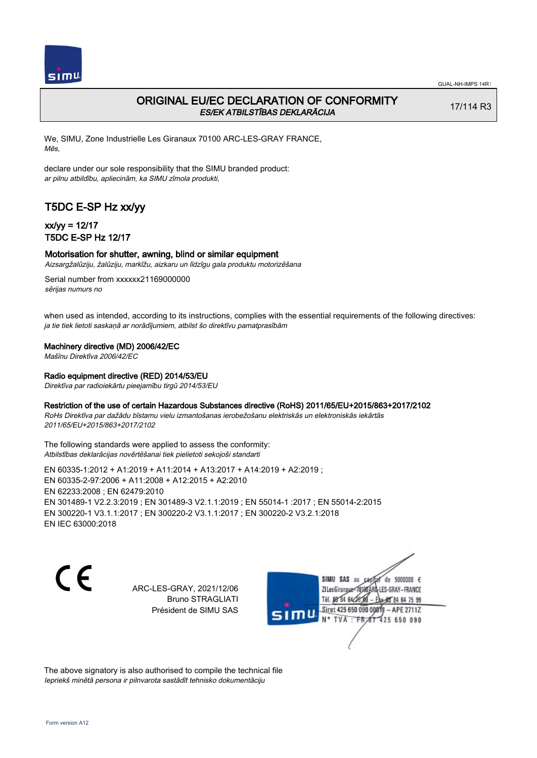# ORIGINAL EU/EC DECLARATION OF CONFORMITY

*ES/EK ATBILSTĪBAS DEKLARĀCIJA*

17/114 R3

We, SIMU, Zone Industrielle Les Giranaux 70100 ARC-LES-GRAY FRANCE,
*Mēs,*

declare under our sole responsibility that the SIMU branded product:
*ar pilnu atbildību, apliecinām, ka SIMU zīmola produkti,*

## T5DC E-SP Hz xx/yy

### xx/yy = 12/17
### T5DC E-SP Hz 12/17

**Motorisation for shutter, awning, blind or similar equipment**
*Aizsargžalūziju, žalūziju, markīžu, aizkaru un līdzīgu gala produktu motorizēšana*

Serial number from xxxxxx21169000000
*sērijas numurs no*

when used as intended, according to its instructions, complies with the essential requirements of the following directives:
*ja tie tiek lietoti saskaņā ar norādījumiem, atbilst šo direktīvu pamatprasībām*

**Machinery directive (MD) 2006/42/EC**
*Mašīnu Direktīva 2006/42/EC*

**Radio equipment directive (RED) 2014/53/EU**
*Direktīva par radioiekārtu pieejamību tirgū 2014/53/EU*

**Restriction of the use of certain Hazardous Substances directive (RoHS) 2011/65/EU+2015/863+2017/2102**
*RoHs Direktīva par dažādu bīstamu vielu izmantošanas ierobežošanu elektriskās un elektroniskās iekārtās 2011/65/EU+2015/863+2017/2102*

The following standards were applied to assess the conformity:
*Atbilstības deklarācijas novērtēšanai tiek pielietoti sekojoši standarti*

EN 60335-1:2012 + A1:2019 + A11:2014 + A13:2017 + A14:2019 + A2:2019 ;
EN 60335-2-97:2006 + A11:2008 + A12:2015 + A2:2010
EN 62233:2008 ; EN 62479:2010
EN 301489-1 V2.2.3:2019 ; EN 301489-3 V2.1.1:2019 ; EN 55014-1 :2017 ; EN 55014-2:2015
EN 300220-1 V3.1.1:2017 ; EN 300220-2 V3.1.1:2017 ; EN 300220-2 V3.2.1:2018
EN IEC 63000:2018

CE

ARC-LES-GRAY, 2021/12/06
Bruno STRAGLIATI
Président de SIMU SAS

SIMU SAS au capital de 5000000 €
ZI Les Giranaux 70100 ARC-LES-GRAY-FRANCE
Tél. 03 84 64 75 00 – Fax 03 84 64 75 99
Siret 425 650 090 00011 – APE 2711Z
N° TVA : FR 87 425 650 090

The above signatory is also authorised to compile the technical file
*Iepriekš minētā persona ir pilnvarota sastādīt tehnisko dokumentāciju*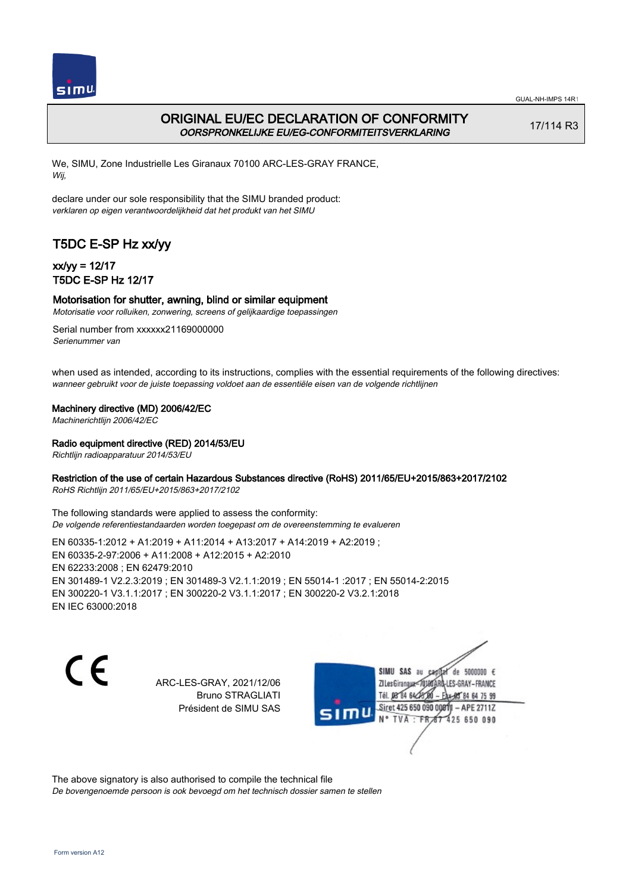# ORIGINAL EU/EC DECLARATION OF CONFORMITY

*OORSPRONKELIJKE EU/EG-CONFORMITEITSVERKLARING*

17/114 R3

We, SIMU, Zone Industrielle Les Giranaux 70100 ARC-LES-GRAY FRANCE,
*Wij,*

declare under our sole responsibility that the SIMU branded product:
*verklaren op eigen verantwoordelijkheid dat het produkt van het SIMU*

## T5DC E-SP Hz xx/yy

### xx/yy = 12/17
### T5DC E-SP Hz 12/17

**Motorisation for shutter, awning, blind or similar equipment**
*Motorisatie voor rolluiken, zonwering, screens of gelijkaardige toepassingen*

Serial number from xxxxxx21169000000
*Serienummer van*

when used as intended, according to its instructions, complies with the essential requirements of the following directives:
*wanneer gebruikt voor de juiste toepassing voldoet aan de essentiële eisen van de volgende richtlijnen*

**Machinery directive (MD) 2006/42/EC**
*Machinerichtlijn 2006/42/EC*

**Radio equipment directive (RED) 2014/53/EU**
*Richtlijn radioapparatuur 2014/53/EU*

**Restriction of the use of certain Hazardous Substances directive (RoHS) 2011/65/EU+2015/863+2017/2102**
*RoHS Richtlijn 2011/65/EU+2015/863+2017/2102*

The following standards were applied to assess the conformity:
*De volgende referentiestandaarden worden toegepast om de overeenstemming te evalueren*

EN 60335-1:2012 + A1:2019 + A11:2014 + A13:2017 + A14:2019 + A2:2019 ;
EN 60335-2-97:2006 + A11:2008 + A12:2015 + A2:2010
EN 62233:2008 ; EN 62479:2010
EN 301489-1 V2.2.3:2019 ; EN 301489-3 V2.1.1:2019 ; EN 55014-1 :2017 ; EN 55014-2:2015
EN 300220-1 V3.1.1:2017 ; EN 300220-2 V3.1.1:2017 ; EN 300220-2 V3.2.1:2018
EN IEC 63000:2018

ARC-LES-GRAY, 2021/12/06
Bruno STRAGLIATI
Président de SIMU SAS

SIMU SAS au capital de 5000000 €
ZI Les Giranaux 70100 ARC-LES-GRAY-FRANCE
Tél. 03 84 64 75 00 – Fax 03 84 64 75 99
Siret 425 650 090 00011 – APE 2711Z
N° TVA : FR 67 425 650 090

The above signatory is also authorised to compile the technical file
*De bovengenoemde persoon is ook bevoegd om het technisch dossier samen te stellen*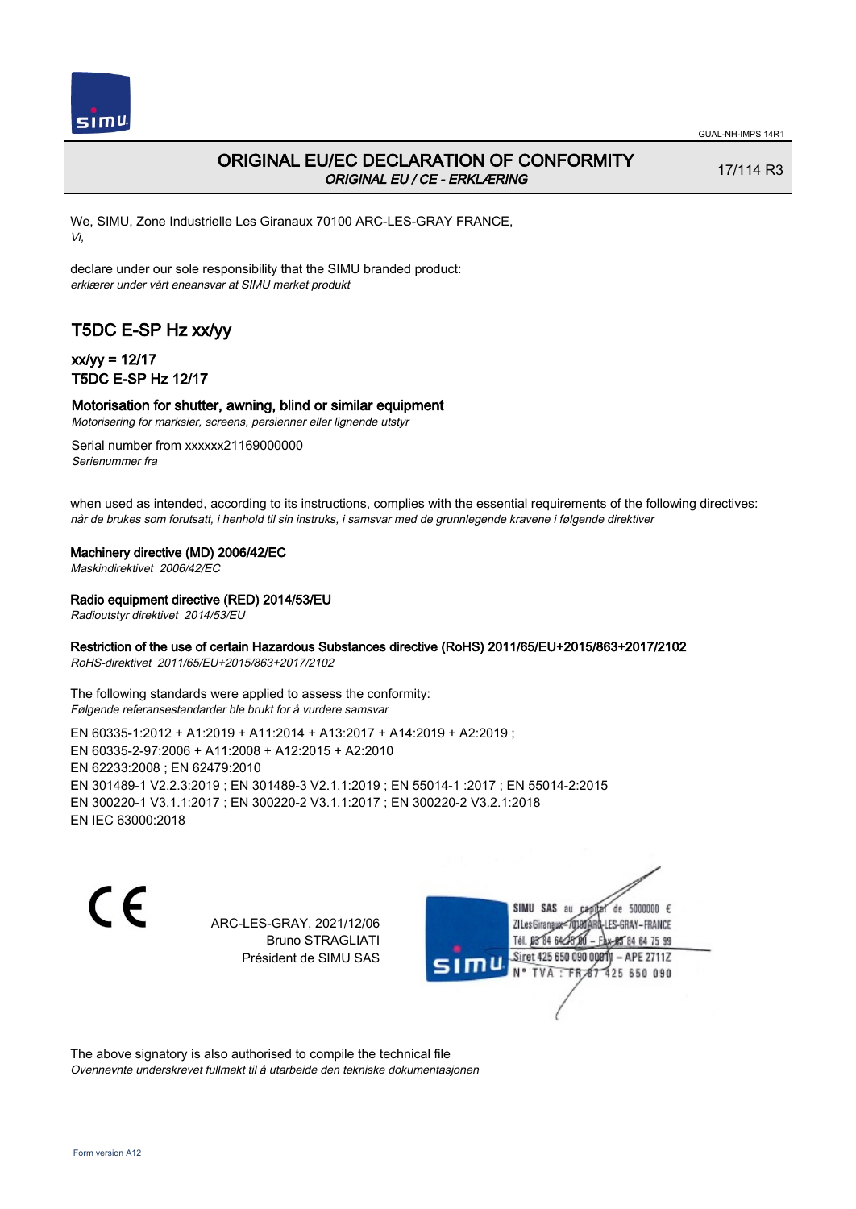# ORIGINAL EU/EC DECLARATION OF CONFORMITY

*ORIGINAL EU / CE - ERKLÆRING*

17/114 R3

We, SIMU, Zone Industrielle Les Giranaux 70100 ARC-LES-GRAY FRANCE,
*Vi,*

declare under our sole responsibility that the SIMU branded product:
*erklærer under vårt eneansvar at SIMU merket produkt*

## T5DC E-SP Hz xx/yy

### xx/yy = 12/17
### T5DC E-SP Hz 12/17

**Motorisation for shutter, awning, blind or similar equipment**
*Motorisering for marksier, screens, persienner eller lignende utstyr*

Serial number from xxxxxx21169000000
*Serienummer fra*

when used as intended, according to its instructions, complies with the essential requirements of the following directives:
*når de brukes som forutsatt, i henhold til sin instruks, i samsvar med de grunnlegende kravene i følgende direktiver*

**Machinery directive (MD) 2006/42/EC**
*Maskindirektivet 2006/42/EC*

**Radio equipment directive (RED) 2014/53/EU**
*Radioutstyr direktivet 2014/53/EU*

**Restriction of the use of certain Hazardous Substances directive (RoHS) 2011/65/EU+2015/863+2017/2102**
*RoHS-direktivet 2011/65/EU+2015/863+2017/2102*

The following standards were applied to assess the conformity:
*Følgende referansestandarder ble brukt for å vurdere samsvar*

EN 60335-1:2012 + A1:2019 + A11:2014 + A13:2017 + A14:2019 + A2:2019 ;
EN 60335-2-97:2006 + A11:2008 + A12:2015 + A2:2010
EN 62233:2008 ; EN 62479:2010
EN 301489-1 V2.2.3:2019 ; EN 301489-3 V2.1.1:2019 ; EN 55014-1 :2017 ; EN 55014-2:2015
EN 300220-1 V3.1.1:2017 ; EN 300220-2 V3.1.1:2017 ; EN 300220-2 V3.2.1:2018
EN IEC 63000:2018

CE

ARC-LES-GRAY, 2021/12/06
Bruno STRAGLIATI
Président de SIMU SAS

SIMU SAS au capital de 5000000 €
ZI Les Giranaux 70100 ARC-LES-GRAY-FRANCE
Tél. 03 84 64 75 00 – Fax 03 84 64 75 99
Siret 425 650 090 00011 – APE 2711Z
N° TVA : FR 87 425 650 090

The above signatory is also authorised to compile the technical file
*Ovennevnte underskrevet fullmakt til å utarbeide den tekniske dokumentasjonen*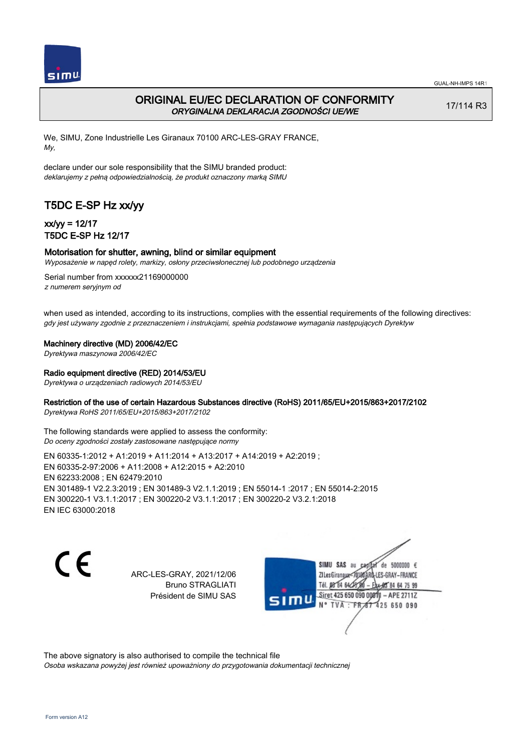GUAL-NH-IMPS 14R1

# ORIGINAL EU/EC DECLARATION OF CONFORMITY

*ORYGINALNA DEKLARACJA ZGODNOŚCI UE/WE*

17/114 R3

We, SIMU, Zone Industrielle Les Giranaux 70100 ARC-LES-GRAY FRANCE,
*My,*

declare under our sole responsibility that the SIMU branded product:
*deklarujemy z pełną odpowiedzialnością, że produkt oznaczony marką SIMU*

## T5DC E-SP Hz xx/yy

### xx/yy = 12/17
### T5DC E-SP Hz 12/17

**Motorisation for shutter, awning, blind or similar equipment**
*Wyposażenie w napęd rolety, markizy, osłony przeciwsłonecznej lub podobnego urządzenia*

Serial number from xxxxxx21169000000
*z numerem seryjnym od*

when used as intended, according to its instructions, complies with the essential requirements of the following directives:
*gdy jest używany zgodnie z przeznaczeniem i instrukcjami, spełnia podstawowe wymagania następujących Dyrektyw*

**Machinery directive (MD) 2006/42/EC**
*Dyrektywa maszynowa 2006/42/EC*

**Radio equipment directive (RED) 2014/53/EU**
*Dyrektywa o urządzeniach radiowych 2014/53/EU*

**Restriction of the use of certain Hazardous Substances directive (RoHS) 2011/65/EU+2015/863+2017/2102**
*Dyrektywa RoHS 2011/65/EU+2015/863+2017/2102*

The following standards were applied to assess the conformity:
*Do oceny zgodności zostały zastosowane następujące normy*

EN 60335-1:2012 + A1:2019 + A11:2014 + A13:2017 + A14:2019 + A2:2019 ;
EN 60335-2-97:2006 + A11:2008 + A12:2015 + A2:2010
EN 62233:2008 ; EN 62479:2010
EN 301489-1 V2.2.3:2019 ; EN 301489-3 V2.1.1:2019 ; EN 55014-1 :2017 ; EN 55014-2:2015
EN 300220-1 V3.1.1:2017 ; EN 300220-2 V3.1.1:2017 ; EN 300220-2 V3.2.1:2018
EN IEC 63000:2018

CE

ARC-LES-GRAY, 2021/12/06
Bruno STRAGLIATI
Président de SIMU SAS

SIMU SAS au capital de 5000000 €
ZI Les Giranaux 70100 ARC-LES-GRAY-FRANCE
Tél. 03 84 64 75 00 – Fax 03 84 64 75 99
Siret 425 650 090 00011 – APE 2711Z
N° TVA : FR 87 425 650 090

The above signatory is also authorised to compile the technical file
*Osoba wskazana powyżej jest również upoważniony do przygotowania dokumentacji technicznej*

Form version A12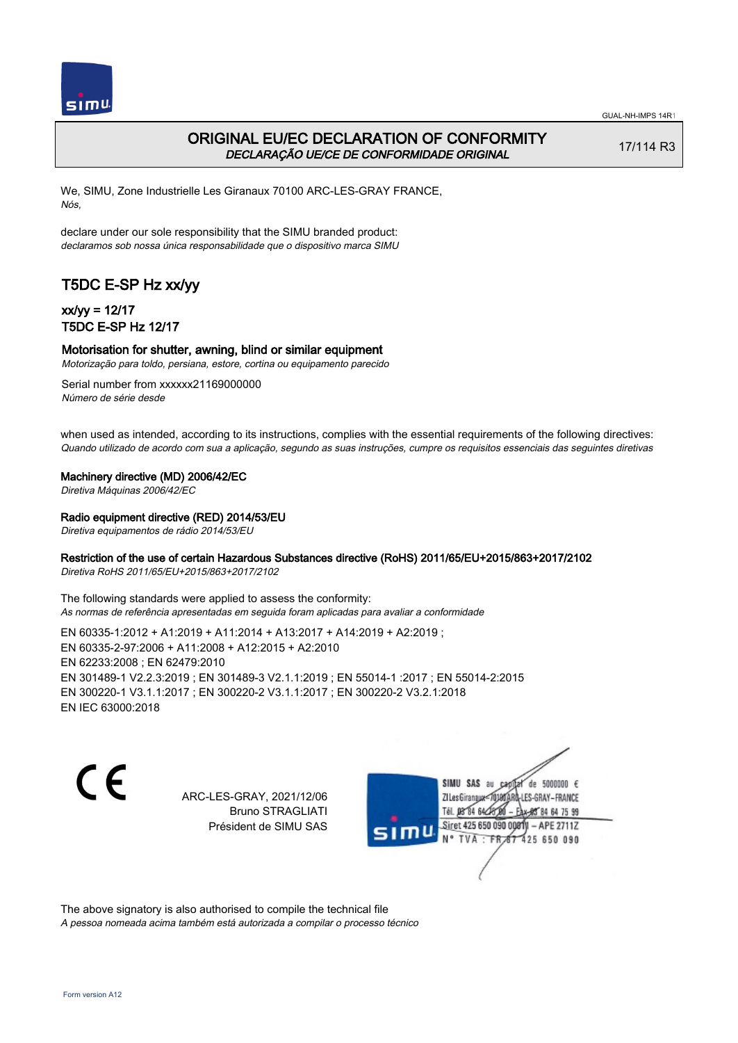# ORIGINAL EU/EC DECLARATION OF CONFORMITY

*DECLARAÇÃO UE/CE DE CONFORMIDADE ORIGINAL*

17/114 R3

We, SIMU, Zone Industrielle Les Giranaux 70100 ARC-LES-GRAY FRANCE,
*Nós,*

declare under our sole responsibility that the SIMU branded product:
*declaramos sob nossa única responsabilidade que o dispositivo marca SIMU*

## T5DC E-SP Hz xx/yy

### xx/yy = 12/17
### T5DC E-SP Hz 12/17

**Motorisation for shutter, awning, blind or similar equipment**
*Motorização para toldo, persiana, estore, cortina ou equipamento parecido*

Serial number from xxxxxx21169000000
*Número de série desde*

when used as intended, according to its instructions, complies with the essential requirements of the following directives:
*Quando utilizado de acordo com sua a aplicação, segundo as suas instruções, cumpre os requisitos essenciais das seguintes diretivas*

**Machinery directive (MD) 2006/42/EC**
*Diretiva Máquinas 2006/42/EC*

**Radio equipment directive (RED) 2014/53/EU**
*Diretiva equipamentos de rádio 2014/53/EU*

**Restriction of the use of certain Hazardous Substances directive (RoHS) 2011/65/EU+2015/863+2017/2102**
*Diretiva RoHS 2011/65/EU+2015/863+2017/2102*

The following standards were applied to assess the conformity:
*As normas de referência apresentadas em seguida foram aplicadas para avaliar a conformidade*

EN 60335-1:2012 + A1:2019 + A11:2014 + A13:2017 + A14:2019 + A2:2019 ;
EN 60335-2-97:2006 + A11:2008 + A12:2015 + A2:2010
EN 62233:2008 ; EN 62479:2010
EN 301489-1 V2.2.3:2019 ; EN 301489-3 V2.1.1:2019 ; EN 55014-1 :2017 ; EN 55014-2:2015
EN 300220-1 V3.1.1:2017 ; EN 300220-2 V3.1.1:2017 ; EN 300220-2 V3.2.1:2018
EN IEC 63000:2018

CE

ARC-LES-GRAY, 2021/12/06
Bruno STRAGLIATI
Président de SIMU SAS

SIMU SAS au capital de 5000000 €
ZI Les Giranaux 70100 ARC-LES-GRAY-FRANCE
Tél. 03 84 64 75 00 – Fax 03 84 64 75 99
Siret 425 650 090 00011 – APE 2711Z
N° TVA : FR 87 425 650 090

The above signatory is also authorised to compile the technical file
*A pessoa nomeada acima também está autorizada a compilar o processo técnico*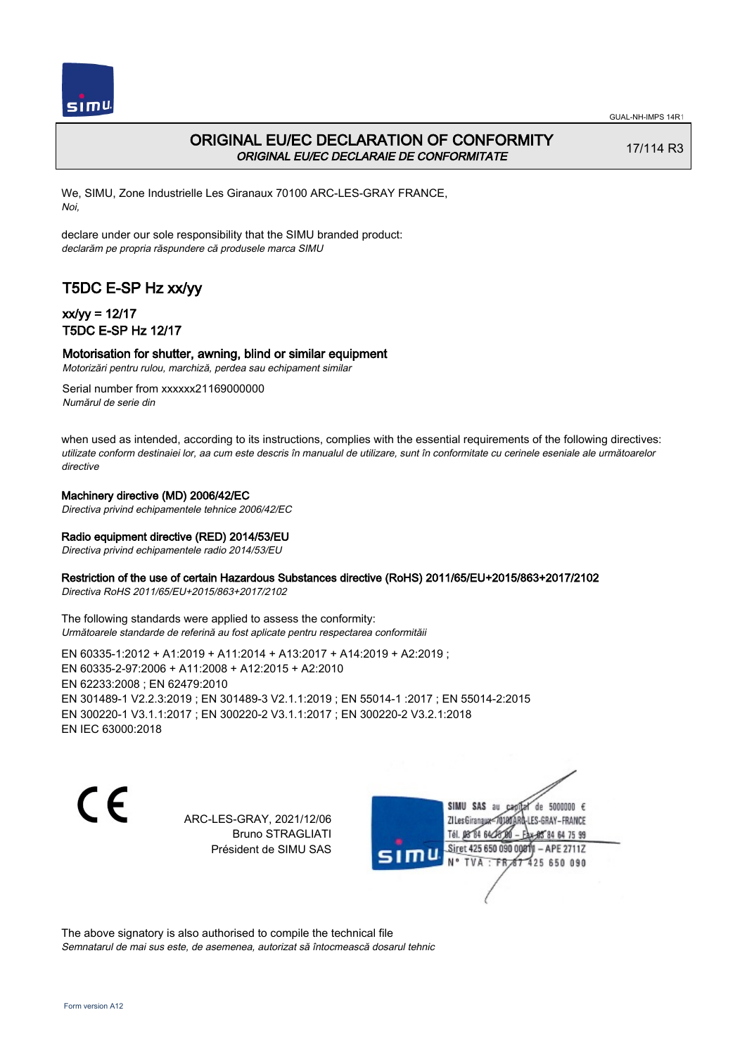# ORIGINAL EU/EC DECLARATION OF CONFORMITY

*ORIGINAL EU/EC DECLARAIE DE CONFORMITATE*

17/114 R3

We, SIMU, Zone Industrielle Les Giranaux 70100 ARC-LES-GRAY FRANCE,
*Noi,*

declare under our sole responsibility that the SIMU branded product:
*declarăm pe propria răspundere că produsele marca SIMU*

## T5DC E-SP Hz xx/yy

### xx/yy = 12/17
### T5DC E-SP Hz 12/17

**Motorisation for shutter, awning, blind or similar equipment**
*Motorizări pentru rulou, marchiză, perdea sau echipament similar*

Serial number from xxxxxx21169000000
*Numărul de serie din*

when used as intended, according to its instructions, complies with the essential requirements of the following directives:
*utilizate conform destinaiei lor, aa cum este descris în manualul de utilizare, sunt în conformitate cu cerinele eseniale ale următoarelor directive*

**Machinery directive (MD) 2006/42/EC**
*Directiva privind echipamentele tehnice 2006/42/EC*

**Radio equipment directive (RED) 2014/53/EU**
*Directiva privind echipamentele radio 2014/53/EU*

**Restriction of the use of certain Hazardous Substances directive (RoHS) 2011/65/EU+2015/863+2017/2102**
*Directiva RoHS 2011/65/EU+2015/863+2017/2102*

The following standards were applied to assess the conformity:
*Următoarele standarde de referină au fost aplicate pentru respectarea conformităii*

EN 60335-1:2012 + A1:2019 + A11:2014 + A13:2017 + A14:2019 + A2:2019 ;
EN 60335-2-97:2006 + A11:2008 + A12:2015 + A2:2010
EN 62233:2008 ; EN 62479:2010
EN 301489-1 V2.2.3:2019 ; EN 301489-3 V2.1.1:2019 ; EN 55014-1 :2017 ; EN 55014-2:2015
EN 300220-1 V3.1.1:2017 ; EN 300220-2 V3.1.1:2017 ; EN 300220-2 V3.2.1:2018
EN IEC 63000:2018

ARC-LES-GRAY, 2021/12/06
Bruno STRAGLIATI
Président de SIMU SAS

SIMU SAS au capital de 5000000 €
ZI Les Giranaux 70100 ARC-LES-GRAY-FRANCE
Tél. 03 84 64 78 00 – Fax 03 84 64 75 99
Siret 425 650 090 00011 – APE 2711Z
N° TVA : FR 87 425 650 090

The above signatory is also authorised to compile the technical file
*Semnatarul de mai sus este, de asemenea, autorizat să întocmească dosarul tehnic*

Form version A12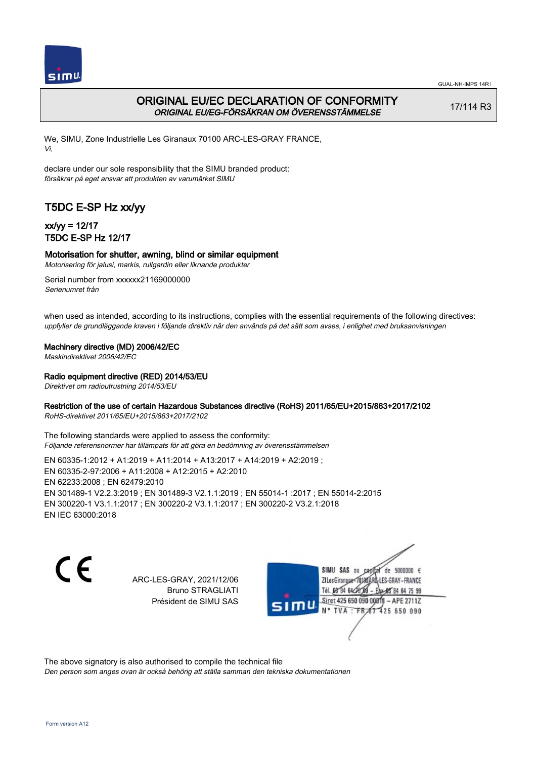# ORIGINAL EU/EC DECLARATION OF CONFORMITY
*ORIGINAL EU/EG-FÖRSÄKRAN OM ÖVERENSSTÄMMELSE*

17/114 R3

We, SIMU, Zone Industrielle Les Giranaux 70100 ARC-LES-GRAY FRANCE,
*Vi,*

declare under our sole responsibility that the SIMU branded product:
*försäkrar på eget ansvar att produkten av varumärket SIMU*

## T5DC E-SP Hz xx/yy

### xx/yy = 12/17
### T5DC E-SP Hz 12/17

**Motorisation for shutter, awning, blind or similar equipment**
*Motorisering för jalusi, markis, rullgardin eller liknande produkter*

Serial number from xxxxxx21169000000
*Serienumret från*

when used as intended, according to its instructions, complies with the essential requirements of the following directives:
*uppfyller de grundläggande kraven i följande direktiv när den används på det sätt som avses, i enlighet med bruksanvisningen*

**Machinery directive (MD) 2006/42/EC**
*Maskindirektivet 2006/42/EC*

**Radio equipment directive (RED) 2014/53/EU**
*Direktivet om radioutrustning 2014/53/EU*

**Restriction of the use of certain Hazardous Substances directive (RoHS) 2011/65/EU+2015/863+2017/2102**
*RoHS-direktivet 2011/65/EU+2015/863+2017/2102*

The following standards were applied to assess the conformity:
*Följande referensnormer har tillämpats för att göra en bedömning av överensstämmelsen*

EN 60335-1:2012 + A1:2019 + A11:2014 + A13:2017 + A14:2019 + A2:2019 ;
EN 60335-2-97:2006 + A11:2008 + A12:2015 + A2:2010
EN 62233:2008 ; EN 62479:2010
EN 301489-1 V2.2.3:2019 ; EN 301489-3 V2.1.1:2019 ; EN 55014-1 :2017 ; EN 55014-2:2015
EN 300220-1 V3.1.1:2017 ; EN 300220-2 V3.1.1:2017 ; EN 300220-2 V3.2.1:2018
EN IEC 63000:2018

CE

ARC-LES-GRAY, 2021/12/06
Bruno STRAGLIATI
Président de SIMU SAS

SIMU SAS au capital de 5000000 €
ZI Les Giranaux 70100 ARC-LES-GRAY-FRANCE
Tél. 03 84 64 75 00 – Fax 03 84 64 75 99
Siret 425 650 090 00011 – APE 2711Z
N° TVA : FR 67 425 650 090

The above signatory is also authorised to compile the technical file
*Den person som anges ovan är också behörig att ställa samman den tekniska dokumentationen*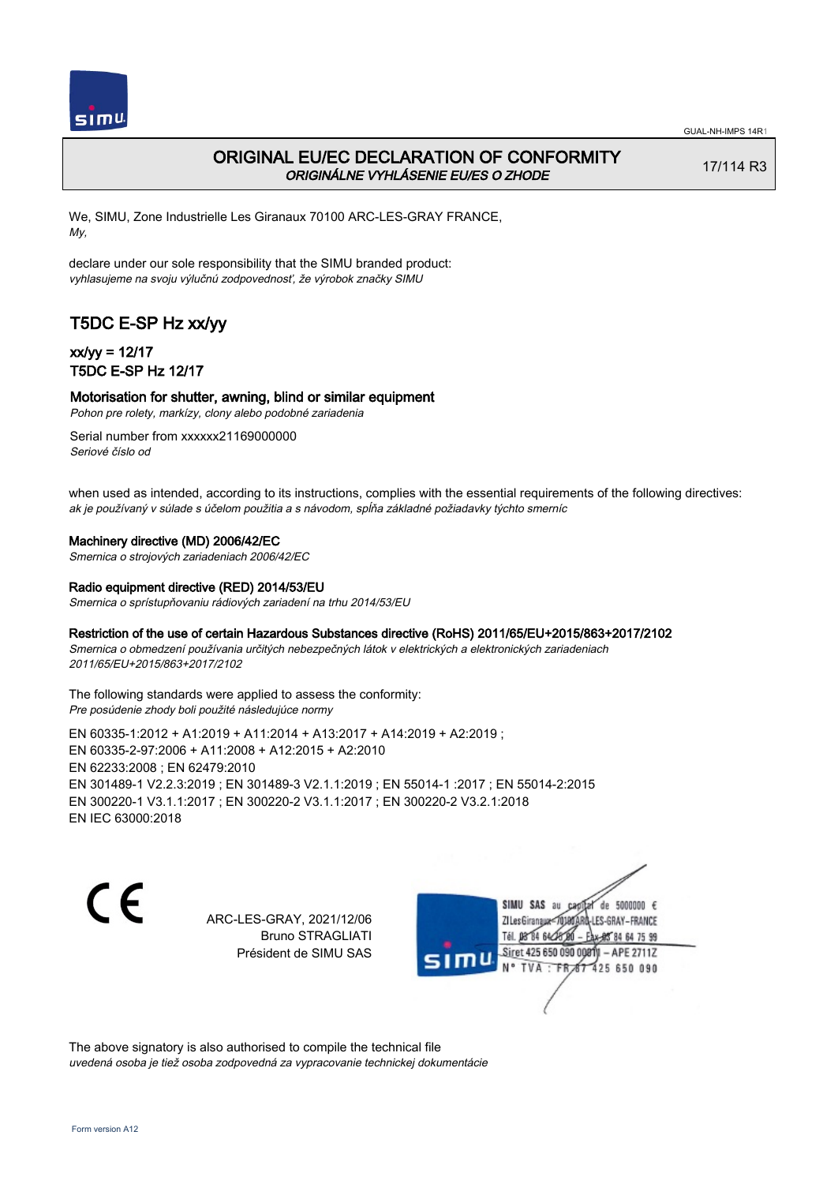# ORIGINAL EU/EC DECLARATION OF CONFORMITY

*ORIGINÁLNE VYHLÁSENIE EU/ES O ZHODE*

17/114 R3

We, SIMU, Zone Industrielle Les Giranaux 70100 ARC-LES-GRAY FRANCE,
*My,*

declare under our sole responsibility that the SIMU branded product:
*vyhlasujeme na svoju výlučnú zodpovednosť, že výrobok značky SIMU*

## T5DC E-SP Hz xx/yy

### xx/yy = 12/17
### T5DC E-SP Hz 12/17

### Motorisation for shutter, awning, blind or similar equipment

*Pohon pre rolety, markízy, clony alebo podobné zariadenia*

Serial number from xxxxxx21169000000
*Seriové číslo od*

when used as intended, according to its instructions, complies with the essential requirements of the following directives:
*ak je používaný v súlade s účelom použitia a s návodom, spĺňa základné požiadavky týchto smerníc*

**Machinery directive (MD) 2006/42/EC**
*Smernica o strojových zariadeniach 2006/42/EC*

**Radio equipment directive (RED) 2014/53/EU**
*Smernica o sprístupňovaniu rádiových zariadení na trhu 2014/53/EU*

**Restriction of the use of certain Hazardous Substances directive (RoHS) 2011/65/EU+2015/863+2017/2102**
*Smernica o obmedzení používania určitých nebezpečných látok v elektrických a elektronických zariadeniach 2011/65/EU+2015/863+2017/2102*

The following standards were applied to assess the conformity:
*Pre posúdenie zhody boli použité následujúce normy*

EN 60335-1:2012 + A1:2019 + A11:2014 + A13:2017 + A14:2019 + A2:2019 ;
EN 60335-2-97:2006 + A11:2008 + A12:2015 + A2:2010
EN 62233:2008 ; EN 62479:2010
EN 301489-1 V2.2.3:2019 ; EN 301489-3 V2.1.1:2019 ; EN 55014-1 :2017 ; EN 55014-2:2015
EN 300220-1 V3.1.1:2017 ; EN 300220-2 V3.1.1:2017 ; EN 300220-2 V3.2.1:2018
EN IEC 63000:2018

CE

ARC-LES-GRAY, 2021/12/06
Bruno STRAGLIATI
Président de SIMU SAS

SIMU SAS au capital de 5000000 €
ZI Les Giranaux 70100 ARC-LES-GRAY-FRANCE
Tél. 03 84 64 78 00 – Fax 03 84 64 75 99
Siret 425 650 090 00011 – APE 2711Z
N° TVA : FR 87 425 650 090

The above signatory is also authorised to compile the technical file
*uvedená osoba je tiež osoba zodpovedná za vypracovanie technickej dokumentácie*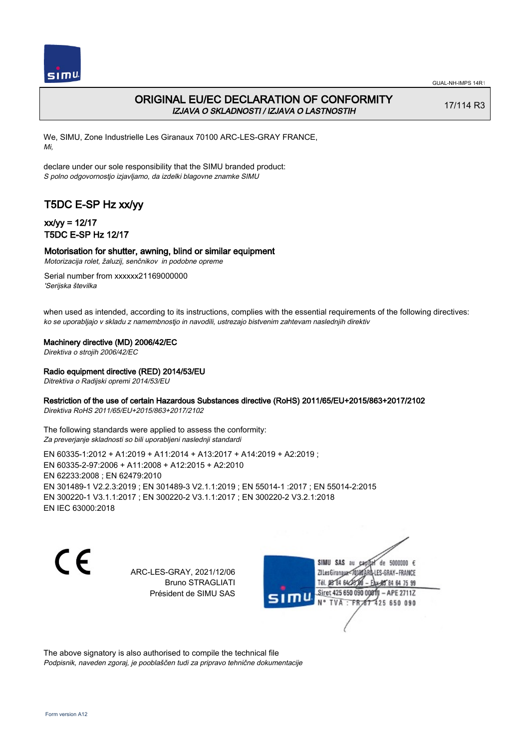# ORIGINAL EU/EC DECLARATION OF CONFORMITY

*IZJAVA O SKLADNOSTI / IZJAVA O LASTNOSTIH*

17/114 R3

We, SIMU, Zone Industrielle Les Giranaux 70100 ARC-LES-GRAY FRANCE,
*Mi,*

declare under our sole responsibility that the SIMU branded product:
*S polno odgovornostjo izjavljamo, da izdelki blagovne znamke SIMU*

## T5DC E-SP Hz xx/yy

### xx/yy = 12/17
### T5DC E-SP Hz 12/17

**Motorisation for shutter, awning, blind or similar equipment**
*Motorizacija rolet, žaluzij, senčnikov  in podobne opreme*

Serial number from xxxxxx21169000000
*'Serijska številka*

when used as intended, according to its instructions, complies with the essential requirements of the following directives:
*ko se uporabljajo v skladu z namembnostjo in navodili, ustrezajo bistvenim zahtevam naslednjih direktiv*

**Machinery directive (MD) 2006/42/EC**
*Direktiva o strojih 2006/42/EC*

**Radio equipment directive (RED) 2014/53/EU**
*Ditrektiva o Radijski opremi 2014/53/EU*

**Restriction of the use of certain Hazardous Substances directive (RoHS) 2011/65/EU+2015/863+2017/2102**
*Direktiva RoHS 2011/65/EU+2015/863+2017/2102*

The following standards were applied to assess the conformity:
*Za preverjanje skladnosti so bili uporabljeni naslednji standardi*

EN 60335-1:2012 + A1:2019 + A11:2014 + A13:2017 + A14:2019 + A2:2019 ;
EN 60335-2-97:2006 + A11:2008 + A12:2015 + A2:2010
EN 62233:2008 ; EN 62479:2010
EN 301489-1 V2.2.3:2019 ; EN 301489-3 V2.1.1:2019 ; EN 55014-1 :2017 ; EN 55014-2:2015
EN 300220-1 V3.1.1:2017 ; EN 300220-2 V3.1.1:2017 ; EN 300220-2 V3.2.1:2018
EN IEC 63000:2018

CE

ARC-LES-GRAY, 2021/12/06
Bruno STRAGLIATI
Président de SIMU SAS

SIMU SAS au capital de 5000000 €
ZI Les Giranaux 70100 ARC-LES-GRAY – FRANCE
Tél. 03 84 64 75 00 – Fax 03 84 64 75 99
Siret 425 650 090 00011 – APE 2711Z
N° TVA : FR 87 425 650 090

The above signatory is also authorised to compile the technical file
*Podpisnik, naveden zgoraj, je pooblaščen tudi za pripravo tehnične dokumentacije*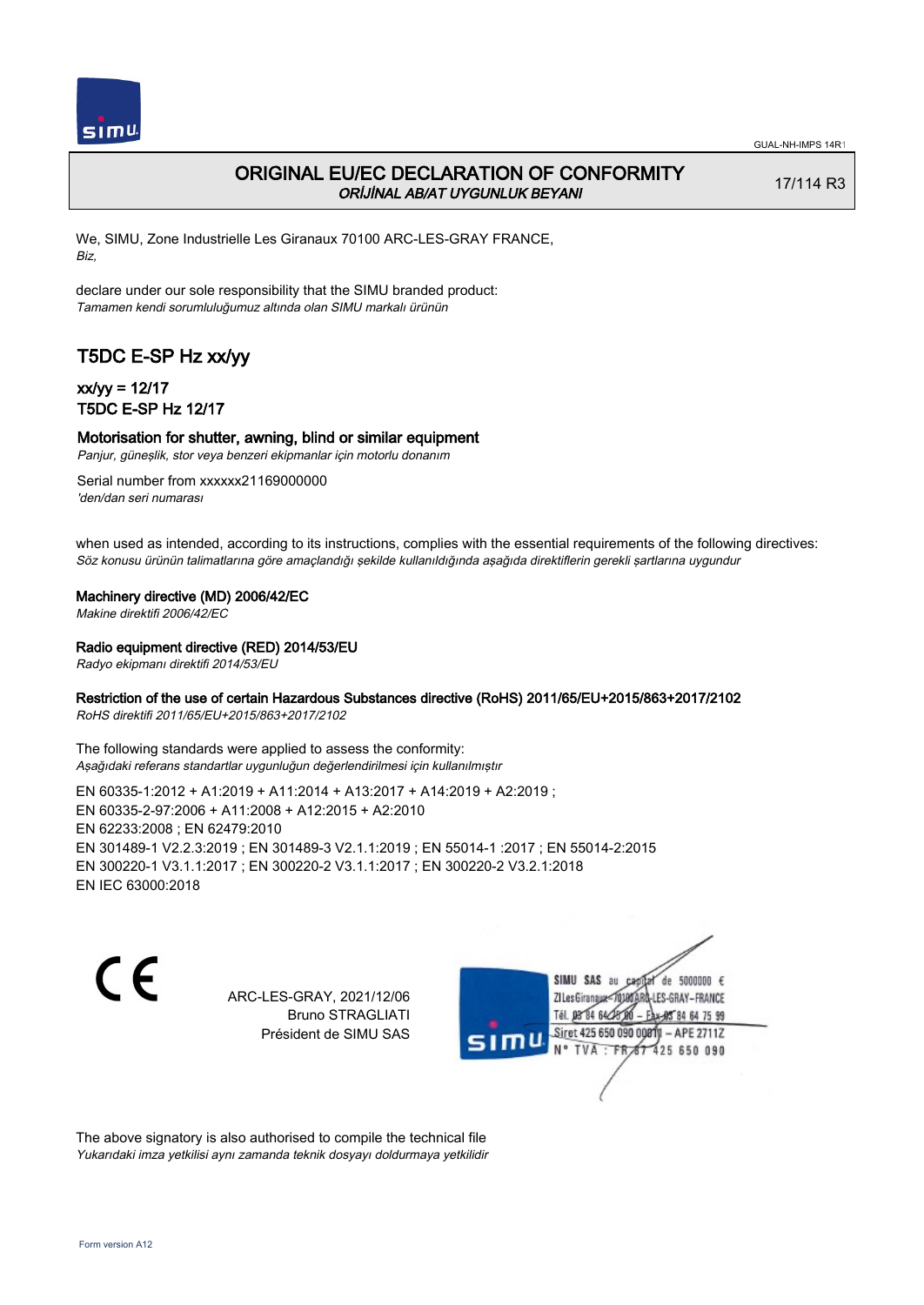GUAL-NH-IMPS 14R1

# ORIGINAL EU/EC DECLARATION OF CONFORMITY

*ORİJİNAL AB/AT UYGUNLUK BEYANI*

17/114 R3

We, SIMU, Zone Industrielle Les Giranaux 70100 ARC-LES-GRAY FRANCE,
*Biz,*

declare under our sole responsibility that the SIMU branded product:
*Tamamen kendi sorumluluğumuz altında olan SIMU markalı ürünün*

## T5DC E-SP Hz xx/yy

### xx/yy = 12/17
### T5DC E-SP Hz 12/17

**Motorisation for shutter, awning, blind or similar equipment**
*Panjur, güneşlik, stor veya benzeri ekipmanlar için motorlu donanım*

Serial number from xxxxxx21169000000
*'den/dan seri numarası*

when used as intended, according to its instructions, complies with the essential requirements of the following directives:
*Söz konusu ürünün talimatlarına göre amaçlandığı şekilde kullanıldığında aşağıda direktiflerin gerekli şartlarına uygundur*

**Machinery directive (MD) 2006/42/EC**
*Makine direktifi 2006/42/EC*

**Radio equipment directive (RED) 2014/53/EU**
*Radyo ekipmanı direktifi 2014/53/EU*

**Restriction of the use of certain Hazardous Substances directive (RoHS) 2011/65/EU+2015/863+2017/2102**
*RoHS direktifi 2011/65/EU+2015/863+2017/2102*

The following standards were applied to assess the conformity:
*Aşağıdaki referans standartlar uygunluğun değerlendirilmesi için kullanılmıştır*

EN 60335-1:2012 + A1:2019 + A11:2014 + A13:2017 + A14:2019 + A2:2019 ;
EN 60335-2-97:2006 + A11:2008 + A12:2015 + A2:2010
EN 62233:2008 ; EN 62479:2010
EN 301489-1 V2.2.3:2019 ; EN 301489-3 V2.1.1:2019 ; EN 55014-1 :2017 ; EN 55014-2:2015
EN 300220-1 V3.1.1:2017 ; EN 300220-2 V3.1.1:2017 ; EN 300220-2 V3.2.1:2018
EN IEC 63000:2018

CE

ARC-LES-GRAY, 2021/12/06
Bruno STRAGLIATI
Président de SIMU SAS

SIMU SAS au capital de 5000000 €
ZI Les Giranaux 70100 ARC-LES-GRAY – FRANCE
Tél. 03 84 64 75 00 – Fax 03 84 64 75 99
Siret 425 650 090 00011 – APE 2711Z
N° TVA : FR 67 425 650 090

The above signatory is also authorised to compile the technical file
*Yukarıdaki imza yetkilisi aynı zamanda teknik dosyayı doldurmaya yetkilidir*

Form version A12